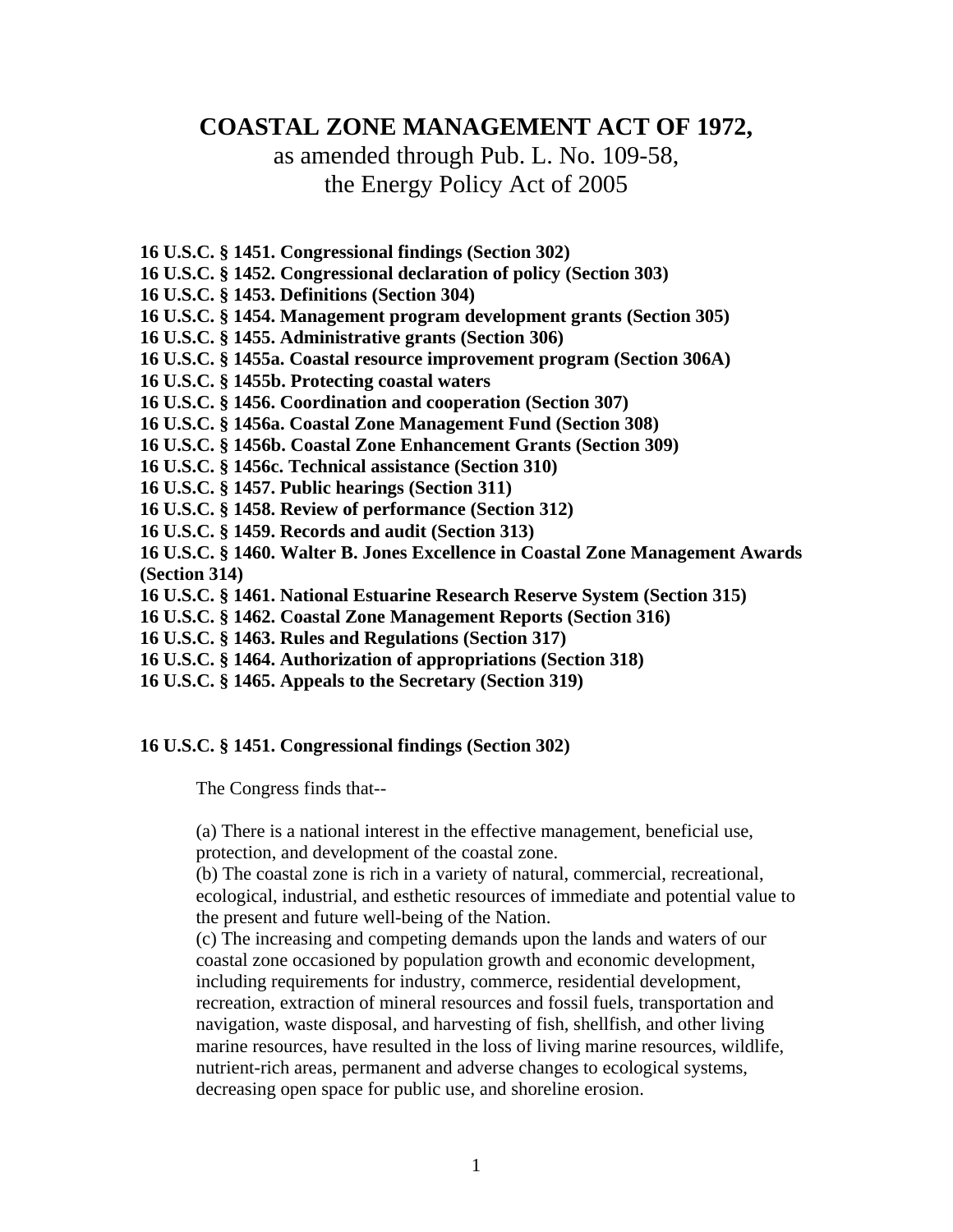# COASTAL ZONE MANAGEMENT ACT OF 1972,

as amended through Pub. L. No. 109-58,
the Energy Policy Act of 2005

**16 U.S.C. § 1451. Congressional findings (Section 302)**
**16 U.S.C. § 1452. Congressional declaration of policy (Section 303)**
**16 U.S.C. § 1453. Definitions (Section 304)**
**16 U.S.C. § 1454. Management program development grants (Section 305)**
**16 U.S.C. § 1455. Administrative grants (Section 306)**
**16 U.S.C. § 1455a. Coastal resource improvement program (Section 306A)**
**16 U.S.C. § 1455b. Protecting coastal waters**
**16 U.S.C. § 1456. Coordination and cooperation (Section 307)**
**16 U.S.C. § 1456a. Coastal Zone Management Fund (Section 308)**
**16 U.S.C. § 1456b. Coastal Zone Enhancement Grants (Section 309)**
**16 U.S.C. § 1456c. Technical assistance (Section 310)**
**16 U.S.C. § 1457. Public hearings (Section 311)**
**16 U.S.C. § 1458. Review of performance (Section 312)**
**16 U.S.C. § 1459. Records and audit (Section 313)**
**16 U.S.C. § 1460. Walter B. Jones Excellence in Coastal Zone Management Awards (Section 314)**
**16 U.S.C. § 1461. National Estuarine Research Reserve System (Section 315)**
**16 U.S.C. § 1462. Coastal Zone Management Reports (Section 316)**
**16 U.S.C. § 1463. Rules and Regulations (Section 317)**
**16 U.S.C. § 1464. Authorization of appropriations (Section 318)**
**16 U.S.C. § 1465. Appeals to the Secretary (Section 319)**

## 16 U.S.C. § 1451. Congressional findings (Section 302)

The Congress finds that--

(a) There is a national interest in the effective management, beneficial use, protection, and development of the coastal zone.
(b) The coastal zone is rich in a variety of natural, commercial, recreational, ecological, industrial, and esthetic resources of immediate and potential value to the present and future well-being of the Nation.
(c) The increasing and competing demands upon the lands and waters of our coastal zone occasioned by population growth and economic development, including requirements for industry, commerce, residential development, recreation, extraction of mineral resources and fossil fuels, transportation and navigation, waste disposal, and harvesting of fish, shellfish, and other living marine resources, have resulted in the loss of living marine resources, wildlife, nutrient-rich areas, permanent and adverse changes to ecological systems, decreasing open space for public use, and shoreline erosion.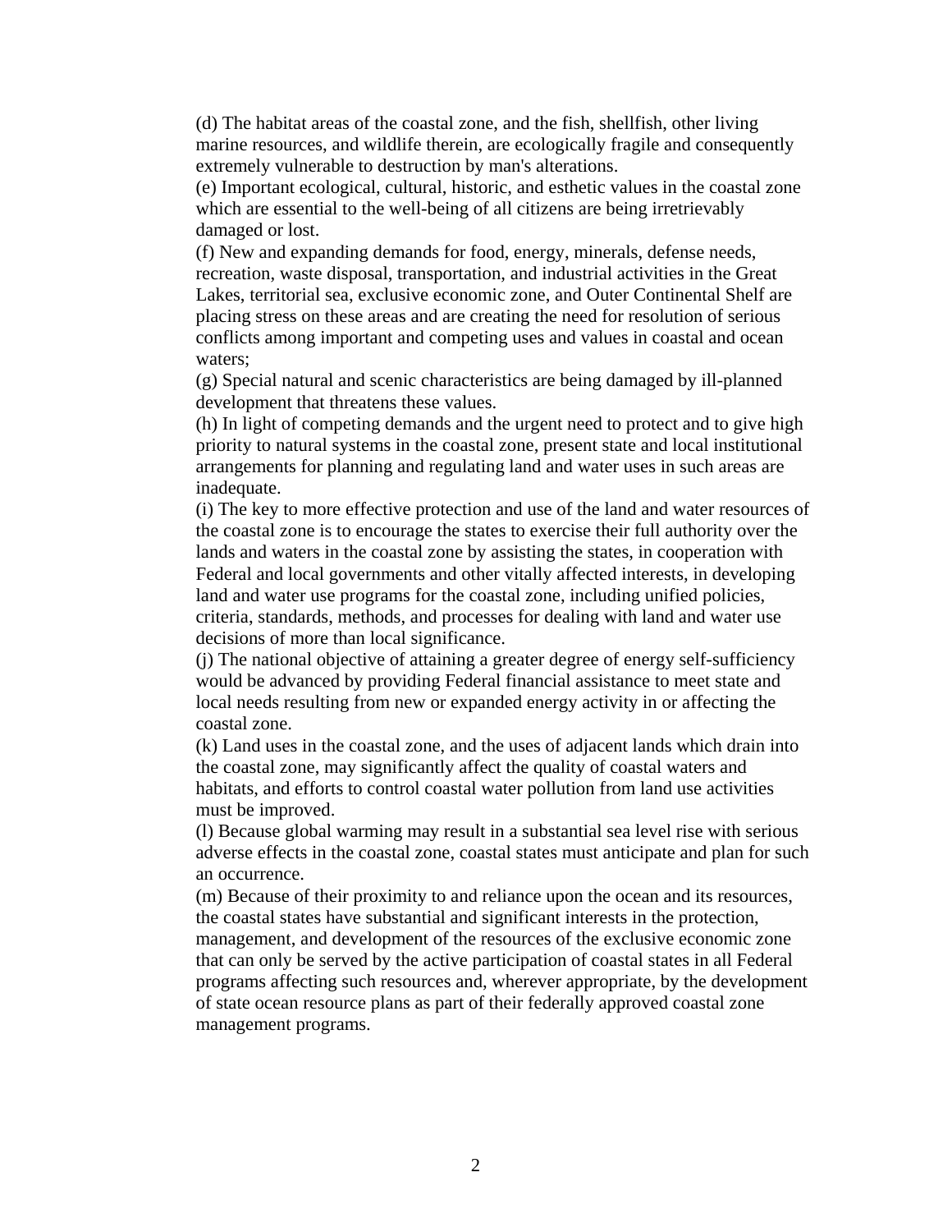(d) The habitat areas of the coastal zone, and the fish, shellfish, other living marine resources, and wildlife therein, are ecologically fragile and consequently extremely vulnerable to destruction by man's alterations.

(e) Important ecological, cultural, historic, and esthetic values in the coastal zone which are essential to the well-being of all citizens are being irretrievably damaged or lost.

(f) New and expanding demands for food, energy, minerals, defense needs, recreation, waste disposal, transportation, and industrial activities in the Great Lakes, territorial sea, exclusive economic zone, and Outer Continental Shelf are placing stress on these areas and are creating the need for resolution of serious conflicts among important and competing uses and values in coastal and ocean waters;

(g) Special natural and scenic characteristics are being damaged by ill-planned development that threatens these values.

(h) In light of competing demands and the urgent need to protect and to give high priority to natural systems in the coastal zone, present state and local institutional arrangements for planning and regulating land and water uses in such areas are inadequate.

(i) The key to more effective protection and use of the land and water resources of the coastal zone is to encourage the states to exercise their full authority over the lands and waters in the coastal zone by assisting the states, in cooperation with Federal and local governments and other vitally affected interests, in developing land and water use programs for the coastal zone, including unified policies, criteria, standards, methods, and processes for dealing with land and water use decisions of more than local significance.

(j) The national objective of attaining a greater degree of energy self-sufficiency would be advanced by providing Federal financial assistance to meet state and local needs resulting from new or expanded energy activity in or affecting the coastal zone.

(k) Land uses in the coastal zone, and the uses of adjacent lands which drain into the coastal zone, may significantly affect the quality of coastal waters and habitats, and efforts to control coastal water pollution from land use activities must be improved.

(l) Because global warming may result in a substantial sea level rise with serious adverse effects in the coastal zone, coastal states must anticipate and plan for such an occurrence.

(m) Because of their proximity to and reliance upon the ocean and its resources, the coastal states have substantial and significant interests in the protection, management, and development of the resources of the exclusive economic zone that can only be served by the active participation of coastal states in all Federal programs affecting such resources and, wherever appropriate, by the development of state ocean resource plans as part of their federally approved coastal zone management programs.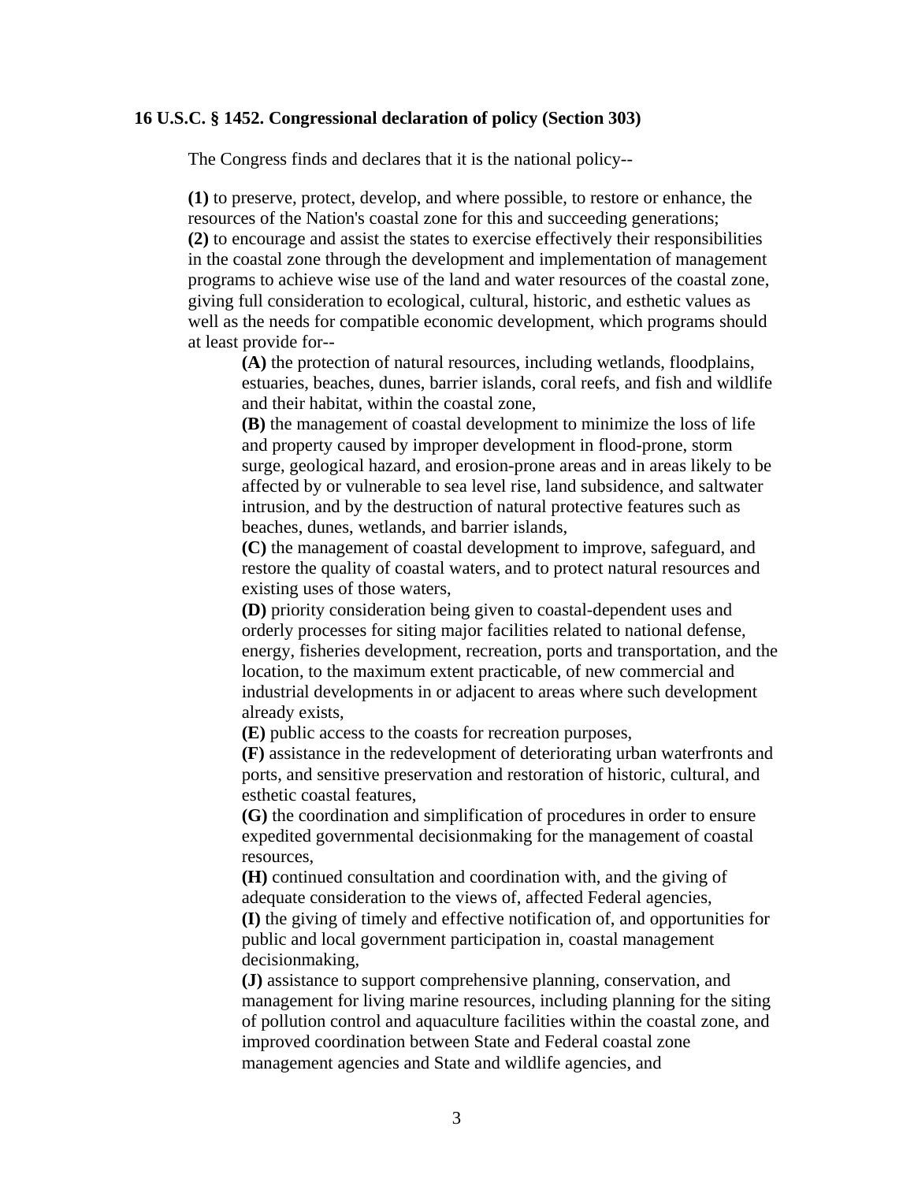**16 U.S.C. § 1452. Congressional declaration of policy (Section 303)**

The Congress finds and declares that it is the national policy--

**(1)** to preserve, protect, develop, and where possible, to restore or enhance, the resources of the Nation's coastal zone for this and succeeding generations;
**(2)** to encourage and assist the states to exercise effectively their responsibilities in the coastal zone through the development and implementation of management programs to achieve wise use of the land and water resources of the coastal zone, giving full consideration to ecological, cultural, historic, and esthetic values as well as the needs for compatible economic development, which programs should at least provide for--

> **(A)** the protection of natural resources, including wetlands, floodplains, estuaries, beaches, dunes, barrier islands, coral reefs, and fish and wildlife and their habitat, within the coastal zone,
> **(B)** the management of coastal development to minimize the loss of life and property caused by improper development in flood-prone, storm surge, geological hazard, and erosion-prone areas and in areas likely to be affected by or vulnerable to sea level rise, land subsidence, and saltwater intrusion, and by the destruction of natural protective features such as beaches, dunes, wetlands, and barrier islands,
> **(C)** the management of coastal development to improve, safeguard, and restore the quality of coastal waters, and to protect natural resources and existing uses of those waters,
> **(D)** priority consideration being given to coastal-dependent uses and orderly processes for siting major facilities related to national defense, energy, fisheries development, recreation, ports and transportation, and the location, to the maximum extent practicable, of new commercial and industrial developments in or adjacent to areas where such development already exists,
> **(E)** public access to the coasts for recreation purposes,
> **(F)** assistance in the redevelopment of deteriorating urban waterfronts and ports, and sensitive preservation and restoration of historic, cultural, and esthetic coastal features,
> **(G)** the coordination and simplification of procedures in order to ensure expedited governmental decisionmaking for the management of coastal resources,
> **(H)** continued consultation and coordination with, and the giving of adequate consideration to the views of, affected Federal agencies,
> **(I)** the giving of timely and effective notification of, and opportunities for public and local government participation in, coastal management decisionmaking,
> **(J)** assistance to support comprehensive planning, conservation, and management for living marine resources, including planning for the siting of pollution control and aquaculture facilities within the coastal zone, and improved coordination between State and Federal coastal zone management agencies and State and wildlife agencies, and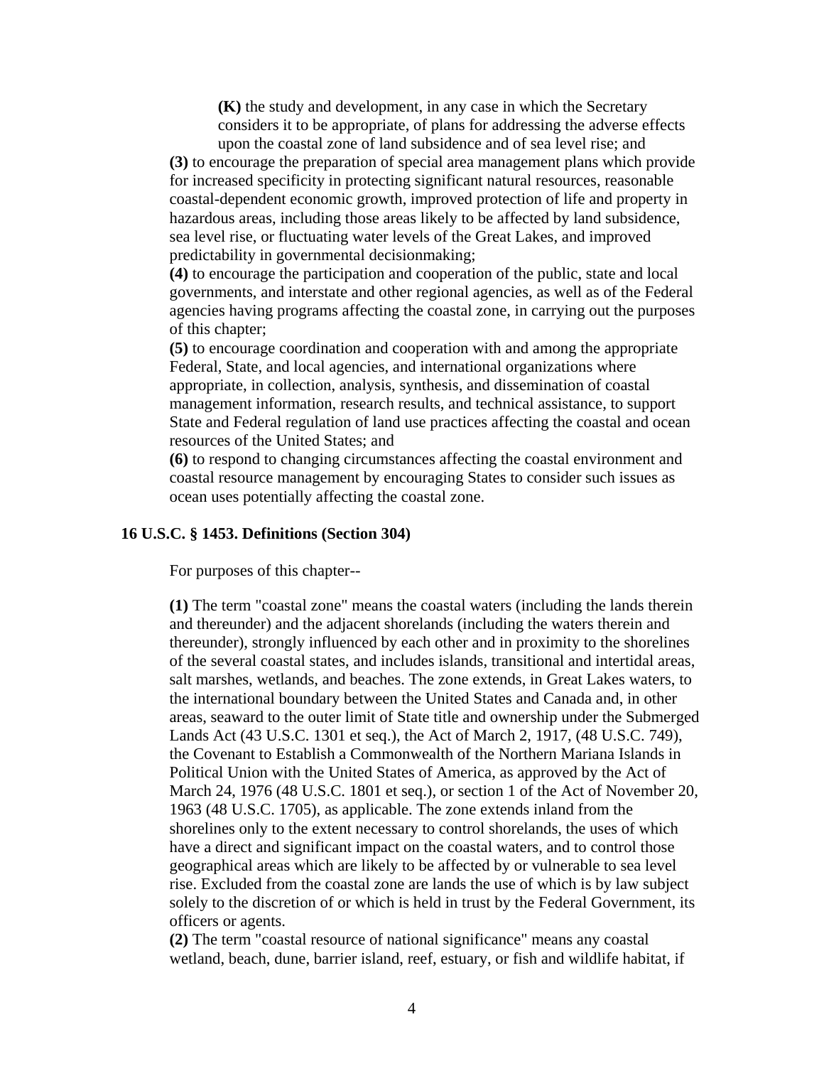**(K)** the study and development, in any case in which the Secretary considers it to be appropriate, of plans for addressing the adverse effects upon the coastal zone of land subsidence and of sea level rise; and

**(3)** to encourage the preparation of special area management plans which provide for increased specificity in protecting significant natural resources, reasonable coastal-dependent economic growth, improved protection of life and property in hazardous areas, including those areas likely to be affected by land subsidence, sea level rise, or fluctuating water levels of the Great Lakes, and improved predictability in governmental decisionmaking;

**(4)** to encourage the participation and cooperation of the public, state and local governments, and interstate and other regional agencies, as well as of the Federal agencies having programs affecting the coastal zone, in carrying out the purposes of this chapter;

**(5)** to encourage coordination and cooperation with and among the appropriate Federal, State, and local agencies, and international organizations where appropriate, in collection, analysis, synthesis, and dissemination of coastal management information, research results, and technical assistance, to support State and Federal regulation of land use practices affecting the coastal and ocean resources of the United States; and

**(6)** to respond to changing circumstances affecting the coastal environment and coastal resource management by encouraging States to consider such issues as ocean uses potentially affecting the coastal zone.

### 16 U.S.C. § 1453. Definitions (Section 304)

For purposes of this chapter--

**(1)** The term "coastal zone" means the coastal waters (including the lands therein and thereunder) and the adjacent shorelands (including the waters therein and thereunder), strongly influenced by each other and in proximity to the shorelines of the several coastal states, and includes islands, transitional and intertidal areas, salt marshes, wetlands, and beaches. The zone extends, in Great Lakes waters, to the international boundary between the United States and Canada and, in other areas, seaward to the outer limit of State title and ownership under the Submerged Lands Act (43 U.S.C. 1301 et seq.), the Act of March 2, 1917, (48 U.S.C. 749), the Covenant to Establish a Commonwealth of the Northern Mariana Islands in Political Union with the United States of America, as approved by the Act of March 24, 1976 (48 U.S.C. 1801 et seq.), or section 1 of the Act of November 20, 1963 (48 U.S.C. 1705), as applicable. The zone extends inland from the shorelines only to the extent necessary to control shorelands, the uses of which have a direct and significant impact on the coastal waters, and to control those geographical areas which are likely to be affected by or vulnerable to sea level rise. Excluded from the coastal zone are lands the use of which is by law subject solely to the discretion of or which is held in trust by the Federal Government, its officers or agents.

**(2)** The term "coastal resource of national significance" means any coastal wetland, beach, dune, barrier island, reef, estuary, or fish and wildlife habitat, if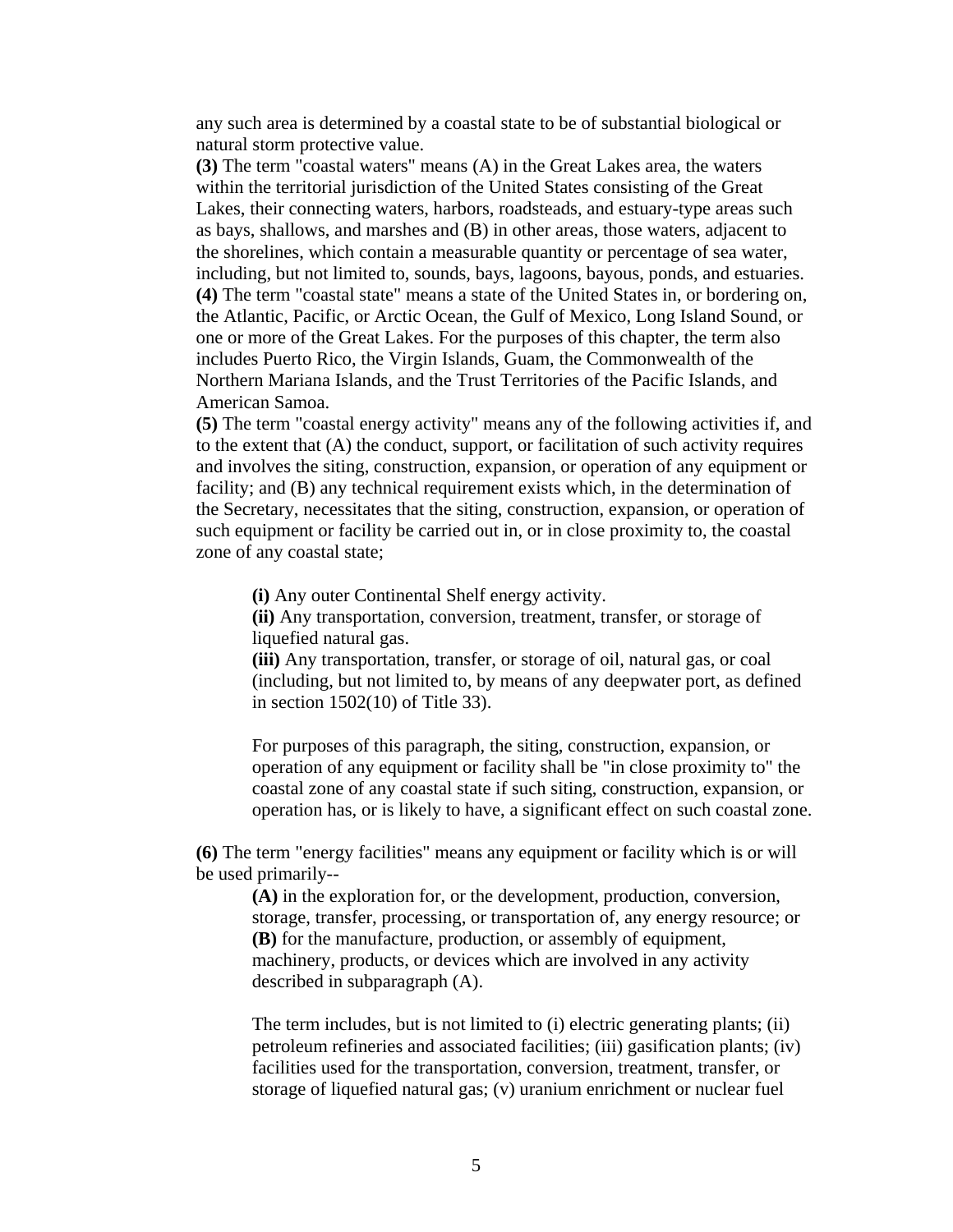any such area is determined by a coastal state to be of substantial biological or natural storm protective value.

**(3)** The term "coastal waters" means (A) in the Great Lakes area, the waters within the territorial jurisdiction of the United States consisting of the Great Lakes, their connecting waters, harbors, roadsteads, and estuary-type areas such as bays, shallows, and marshes and (B) in other areas, those waters, adjacent to the shorelines, which contain a measurable quantity or percentage of sea water, including, but not limited to, sounds, bays, lagoons, bayous, ponds, and estuaries.

**(4)** The term "coastal state" means a state of the United States in, or bordering on, the Atlantic, Pacific, or Arctic Ocean, the Gulf of Mexico, Long Island Sound, or one or more of the Great Lakes. For the purposes of this chapter, the term also includes Puerto Rico, the Virgin Islands, Guam, the Commonwealth of the Northern Mariana Islands, and the Trust Territories of the Pacific Islands, and American Samoa.

**(5)** The term "coastal energy activity" means any of the following activities if, and to the extent that (A) the conduct, support, or facilitation of such activity requires and involves the siting, construction, expansion, or operation of any equipment or facility; and (B) any technical requirement exists which, in the determination of the Secretary, necessitates that the siting, construction, expansion, or operation of such equipment or facility be carried out in, or in close proximity to, the coastal zone of any coastal state;

> **(i)** Any outer Continental Shelf energy activity.
>
> **(ii)** Any transportation, conversion, treatment, transfer, or storage of liquefied natural gas.
>
> **(iii)** Any transportation, transfer, or storage of oil, natural gas, or coal (including, but not limited to, by means of any deepwater port, as defined in section 1502(10) of Title 33).
>
> For purposes of this paragraph, the siting, construction, expansion, or operation of any equipment or facility shall be "in close proximity to" the coastal zone of any coastal state if such siting, construction, expansion, or operation has, or is likely to have, a significant effect on such coastal zone.

**(6)** The term "energy facilities" means any equipment or facility which is or will be used primarily--

> **(A)** in the exploration for, or the development, production, conversion, storage, transfer, processing, or transportation of, any energy resource; or
>
> **(B)** for the manufacture, production, or assembly of equipment, machinery, products, or devices which are involved in any activity described in subparagraph (A).
>
> The term includes, but is not limited to (i) electric generating plants; (ii) petroleum refineries and associated facilities; (iii) gasification plants; (iv) facilities used for the transportation, conversion, treatment, transfer, or storage of liquefied natural gas; (v) uranium enrichment or nuclear fuel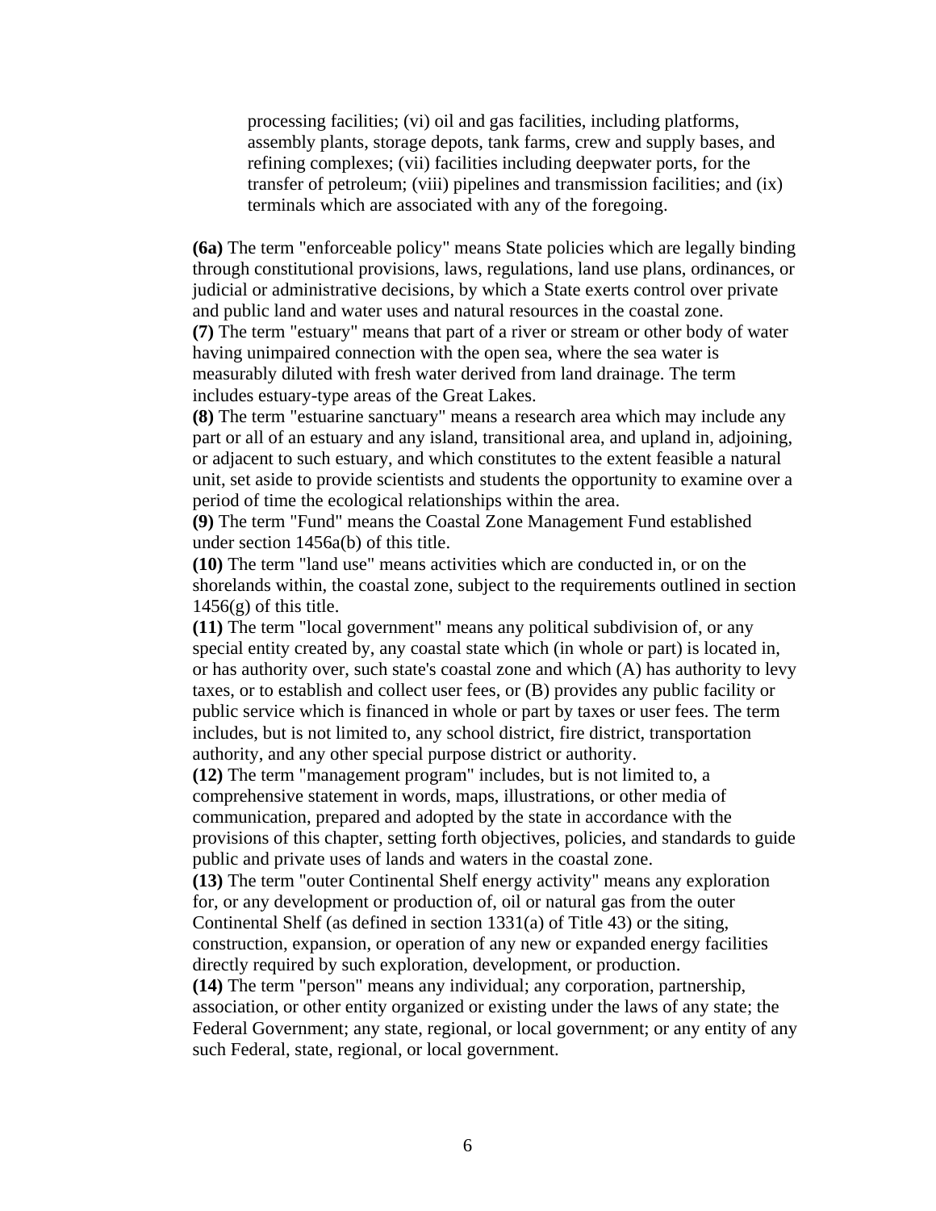processing facilities; (vi) oil and gas facilities, including platforms, assembly plants, storage depots, tank farms, crew and supply bases, and refining complexes; (vii) facilities including deepwater ports, for the transfer of petroleum; (viii) pipelines and transmission facilities; and (ix) terminals which are associated with any of the foregoing.

**(6a)** The term "enforceable policy" means State policies which are legally binding through constitutional provisions, laws, regulations, land use plans, ordinances, or judicial or administrative decisions, by which a State exerts control over private and public land and water uses and natural resources in the coastal zone.

**(7)** The term "estuary" means that part of a river or stream or other body of water having unimpaired connection with the open sea, where the sea water is measurably diluted with fresh water derived from land drainage. The term includes estuary-type areas of the Great Lakes.

**(8)** The term "estuarine sanctuary" means a research area which may include any part or all of an estuary and any island, transitional area, and upland in, adjoining, or adjacent to such estuary, and which constitutes to the extent feasible a natural unit, set aside to provide scientists and students the opportunity to examine over a period of time the ecological relationships within the area.

**(9)** The term "Fund" means the Coastal Zone Management Fund established under section 1456a(b) of this title.

**(10)** The term "land use" means activities which are conducted in, or on the shorelands within, the coastal zone, subject to the requirements outlined in section 1456(g) of this title.

**(11)** The term "local government" means any political subdivision of, or any special entity created by, any coastal state which (in whole or part) is located in, or has authority over, such state's coastal zone and which (A) has authority to levy taxes, or to establish and collect user fees, or (B) provides any public facility or public service which is financed in whole or part by taxes or user fees. The term includes, but is not limited to, any school district, fire district, transportation authority, and any other special purpose district or authority.

**(12)** The term "management program" includes, but is not limited to, a comprehensive statement in words, maps, illustrations, or other media of communication, prepared and adopted by the state in accordance with the provisions of this chapter, setting forth objectives, policies, and standards to guide public and private uses of lands and waters in the coastal zone.

**(13)** The term "outer Continental Shelf energy activity" means any exploration for, or any development or production of, oil or natural gas from the outer Continental Shelf (as defined in section 1331(a) of Title 43) or the siting, construction, expansion, or operation of any new or expanded energy facilities directly required by such exploration, development, or production.

**(14)** The term "person" means any individual; any corporation, partnership, association, or other entity organized or existing under the laws of any state; the Federal Government; any state, regional, or local government; or any entity of any such Federal, state, regional, or local government.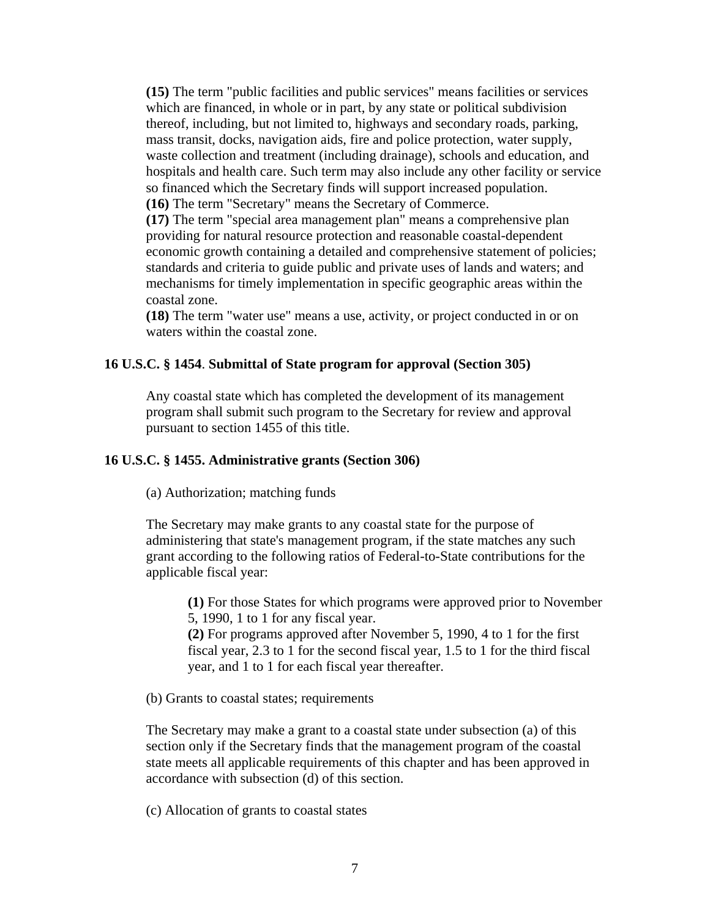**(15)** The term "public facilities and public services" means facilities or services which are financed, in whole or in part, by any state or political subdivision thereof, including, but not limited to, highways and secondary roads, parking, mass transit, docks, navigation aids, fire and police protection, water supply, waste collection and treatment (including drainage), schools and education, and hospitals and health care. Such term may also include any other facility or service so financed which the Secretary finds will support increased population.
**(16)** The term "Secretary" means the Secretary of Commerce.
**(17)** The term "special area management plan" means a comprehensive plan providing for natural resource protection and reasonable coastal-dependent economic growth containing a detailed and comprehensive statement of policies; standards and criteria to guide public and private uses of lands and waters; and mechanisms for timely implementation in specific geographic areas within the coastal zone.
**(18)** The term "water use" means a use, activity, or project conducted in or on waters within the coastal zone.

**16 U.S.C. § 1454**. **Submittal of State program for approval (Section 305)**

Any coastal state which has completed the development of its management program shall submit such program to the Secretary for review and approval pursuant to section 1455 of this title.

**16 U.S.C. § 1455. Administrative grants (Section 306)**

(a) Authorization; matching funds

The Secretary may make grants to any coastal state for the purpose of administering that state's management program, if the state matches any such grant according to the following ratios of Federal-to-State contributions for the applicable fiscal year:

**(1)** For those States for which programs were approved prior to November 5, 1990, 1 to 1 for any fiscal year.
**(2)** For programs approved after November 5, 1990, 4 to 1 for the first fiscal year, 2.3 to 1 for the second fiscal year, 1.5 to 1 for the third fiscal year, and 1 to 1 for each fiscal year thereafter.

(b) Grants to coastal states; requirements

The Secretary may make a grant to a coastal state under subsection (a) of this section only if the Secretary finds that the management program of the coastal state meets all applicable requirements of this chapter and has been approved in accordance with subsection (d) of this section.

(c) Allocation of grants to coastal states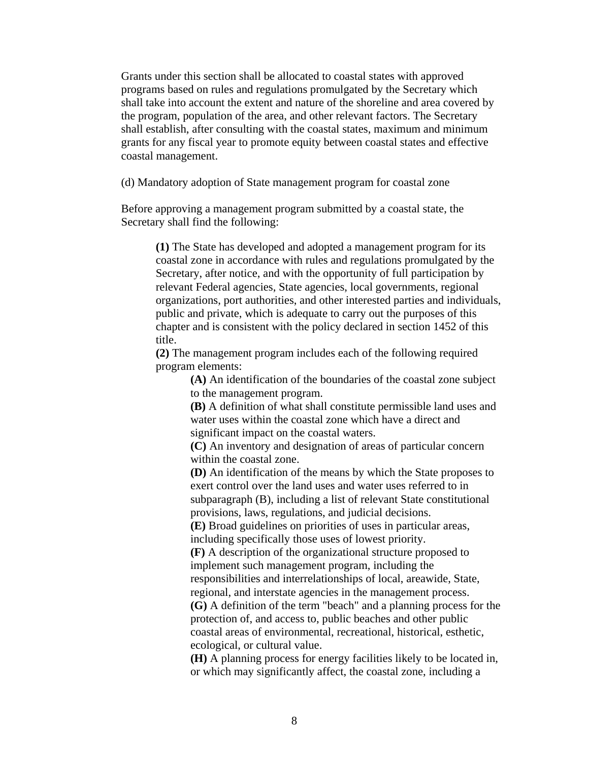Grants under this section shall be allocated to coastal states with approved programs based on rules and regulations promulgated by the Secretary which shall take into account the extent and nature of the shoreline and area covered by the program, population of the area, and other relevant factors. The Secretary shall establish, after consulting with the coastal states, maximum and minimum grants for any fiscal year to promote equity between coastal states and effective coastal management.

(d) Mandatory adoption of State management program for coastal zone

Before approving a management program submitted by a coastal state, the Secretary shall find the following:

> **(1)** The State has developed and adopted a management program for its coastal zone in accordance with rules and regulations promulgated by the Secretary, after notice, and with the opportunity of full participation by relevant Federal agencies, State agencies, local governments, regional organizations, port authorities, and other interested parties and individuals, public and private, which is adequate to carry out the purposes of this chapter and is consistent with the policy declared in section 1452 of this title.
>
> **(2)** The management program includes each of the following required program elements:
>
> > **(A)** An identification of the boundaries of the coastal zone subject to the management program.
> >
> > **(B)** A definition of what shall constitute permissible land uses and water uses within the coastal zone which have a direct and significant impact on the coastal waters.
> >
> > **(C)** An inventory and designation of areas of particular concern within the coastal zone.
> >
> > **(D)** An identification of the means by which the State proposes to exert control over the land uses and water uses referred to in subparagraph (B), including a list of relevant State constitutional provisions, laws, regulations, and judicial decisions.
> >
> > **(E)** Broad guidelines on priorities of uses in particular areas, including specifically those uses of lowest priority.
> >
> > **(F)** A description of the organizational structure proposed to implement such management program, including the responsibilities and interrelationships of local, areawide, State, regional, and interstate agencies in the management process.
> >
> > **(G)** A definition of the term "beach" and a planning process for the protection of, and access to, public beaches and other public coastal areas of environmental, recreational, historical, esthetic, ecological, or cultural value.
> >
> > **(H)** A planning process for energy facilities likely to be located in, or which may significantly affect, the coastal zone, including a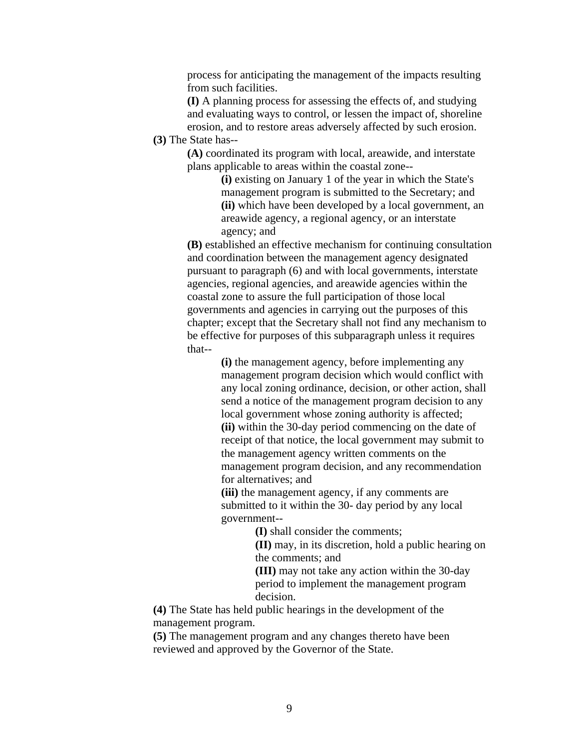process for anticipating the management of the impacts resulting from such facilities.

**(I)** A planning process for assessing the effects of, and studying and evaluating ways to control, or lessen the impact of, shoreline erosion, and to restore areas adversely affected by such erosion.

**(3)** The State has--

**(A)** coordinated its program with local, areawide, and interstate plans applicable to areas within the coastal zone--

**(i)** existing on January 1 of the year in which the State's management program is submitted to the Secretary; and

**(ii)** which have been developed by a local government, an areawide agency, a regional agency, or an interstate agency; and

**(B)** established an effective mechanism for continuing consultation and coordination between the management agency designated pursuant to paragraph (6) and with local governments, interstate agencies, regional agencies, and areawide agencies within the coastal zone to assure the full participation of those local governments and agencies in carrying out the purposes of this chapter; except that the Secretary shall not find any mechanism to be effective for purposes of this subparagraph unless it requires that--

**(i)** the management agency, before implementing any management program decision which would conflict with any local zoning ordinance, decision, or other action, shall send a notice of the management program decision to any local government whose zoning authority is affected;

**(ii)** within the 30-day period commencing on the date of receipt of that notice, the local government may submit to the management agency written comments on the management program decision, and any recommendation for alternatives; and

**(iii)** the management agency, if any comments are submitted to it within the 30- day period by any local government--

**(I)** shall consider the comments;

**(II)** may, in its discretion, hold a public hearing on the comments; and

**(III)** may not take any action within the 30-day period to implement the management program decision.

**(4)** The State has held public hearings in the development of the management program.

**(5)** The management program and any changes thereto have been reviewed and approved by the Governor of the State.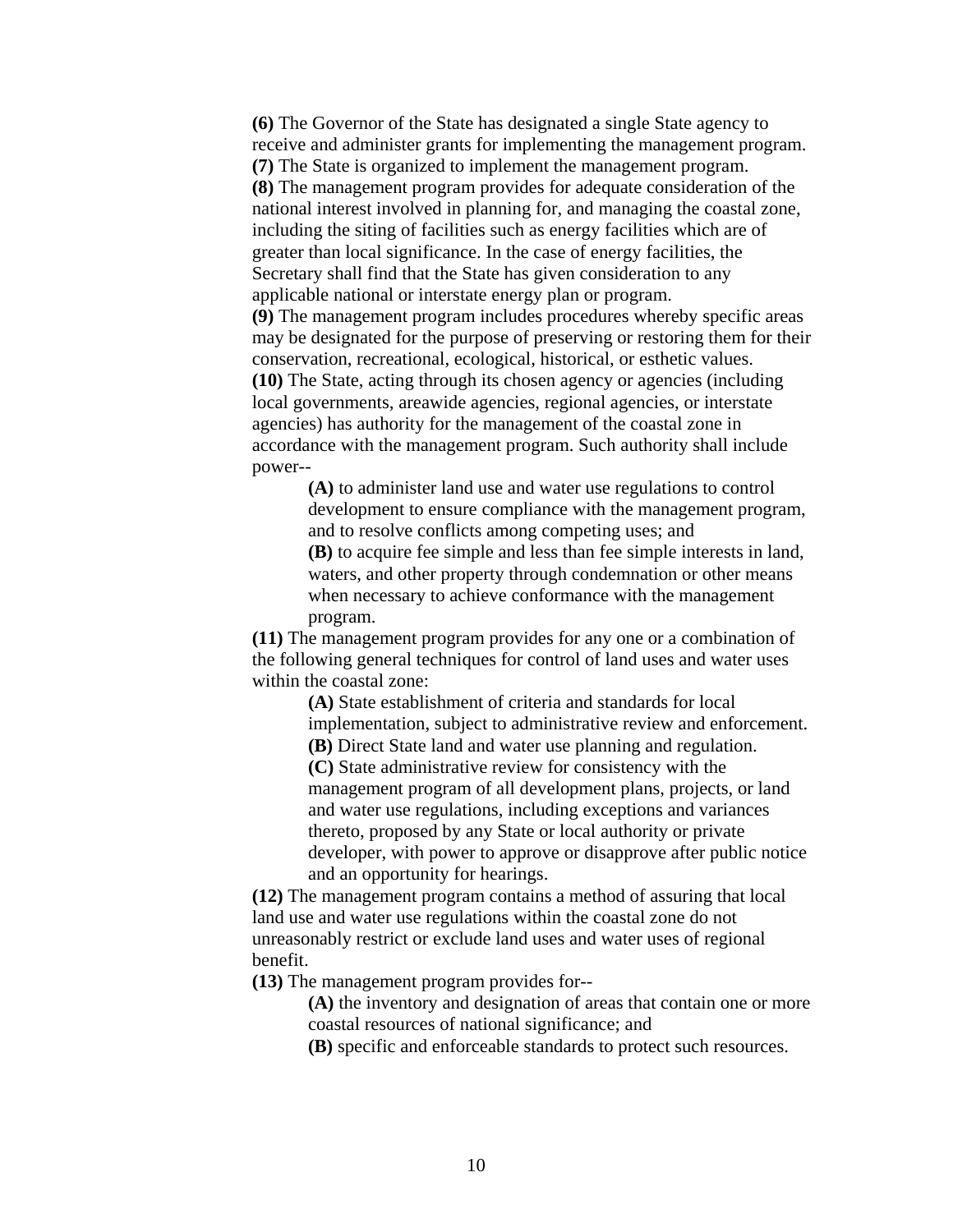**(6)** The Governor of the State has designated a single State agency to receive and administer grants for implementing the management program.

**(7)** The State is organized to implement the management program.

**(8)** The management program provides for adequate consideration of the national interest involved in planning for, and managing the coastal zone, including the siting of facilities such as energy facilities which are of greater than local significance. In the case of energy facilities, the Secretary shall find that the State has given consideration to any applicable national or interstate energy plan or program.

**(9)** The management program includes procedures whereby specific areas may be designated for the purpose of preserving or restoring them for their conservation, recreational, ecological, historical, or esthetic values.

**(10)** The State, acting through its chosen agency or agencies (including local governments, areawide agencies, regional agencies, or interstate agencies) has authority for the management of the coastal zone in accordance with the management program. Such authority shall include power--

> **(A)** to administer land use and water use regulations to control development to ensure compliance with the management program, and to resolve conflicts among competing uses; and
>
> **(B)** to acquire fee simple and less than fee simple interests in land, waters, and other property through condemnation or other means when necessary to achieve conformance with the management program.

**(11)** The management program provides for any one or a combination of the following general techniques for control of land uses and water uses within the coastal zone:

> **(A)** State establishment of criteria and standards for local implementation, subject to administrative review and enforcement.
>
> **(B)** Direct State land and water use planning and regulation.
>
> **(C)** State administrative review for consistency with the management program of all development plans, projects, or land and water use regulations, including exceptions and variances thereto, proposed by any State or local authority or private developer, with power to approve or disapprove after public notice and an opportunity for hearings.

**(12)** The management program contains a method of assuring that local land use and water use regulations within the coastal zone do not unreasonably restrict or exclude land uses and water uses of regional benefit.

**(13)** The management program provides for--

> **(A)** the inventory and designation of areas that contain one or more coastal resources of national significance; and
>
> **(B)** specific and enforceable standards to protect such resources.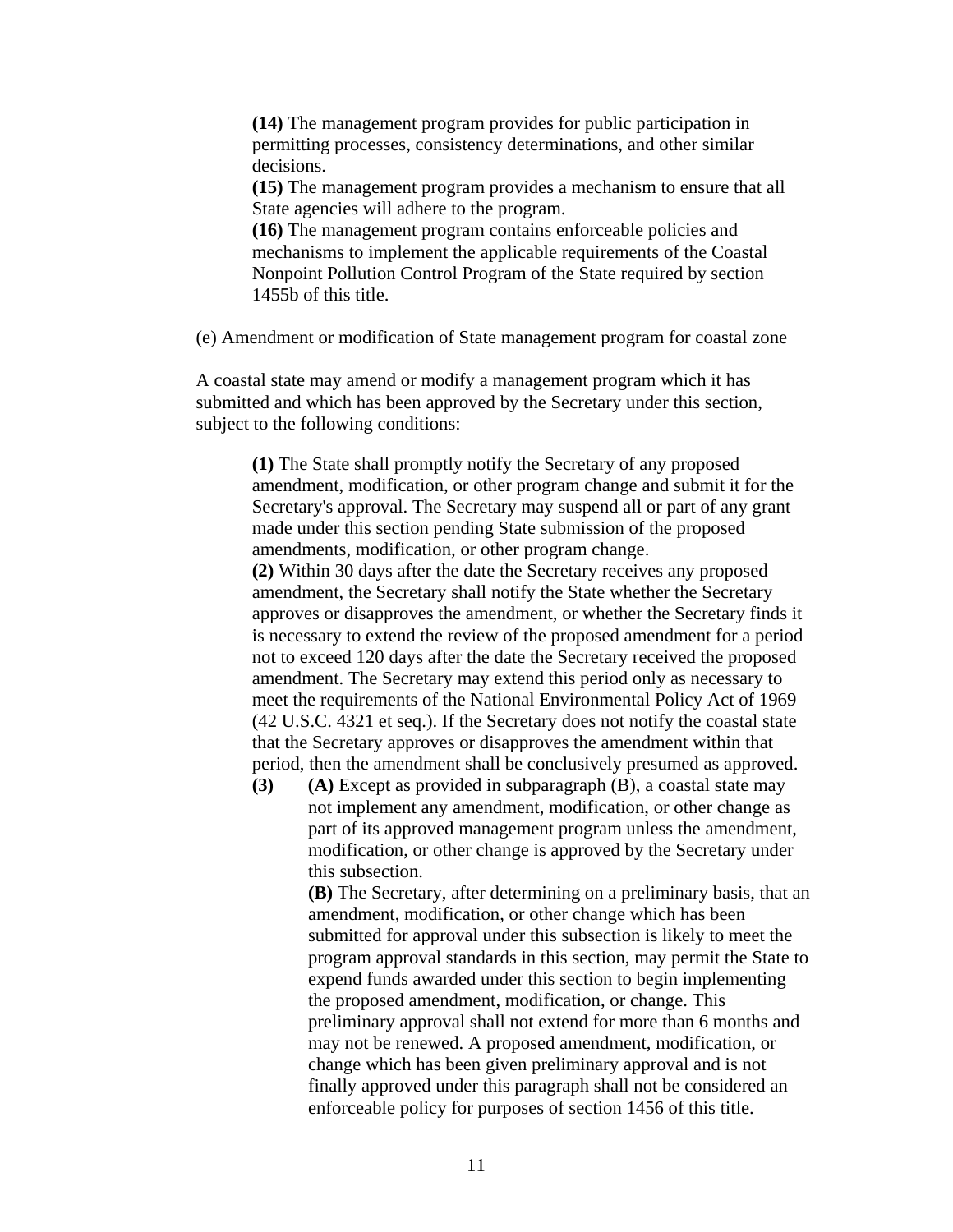**(14)** The management program provides for public participation in permitting processes, consistency determinations, and other similar decisions.
**(15)** The management program provides a mechanism to ensure that all State agencies will adhere to the program.
**(16)** The management program contains enforceable policies and mechanisms to implement the applicable requirements of the Coastal Nonpoint Pollution Control Program of the State required by section 1455b of this title.

(e) Amendment or modification of State management program for coastal zone

A coastal state may amend or modify a management program which it has submitted and which has been approved by the Secretary under this section, subject to the following conditions:

**(1)** The State shall promptly notify the Secretary of any proposed amendment, modification, or other program change and submit it for the Secretary's approval. The Secretary may suspend all or part of any grant made under this section pending State submission of the proposed amendments, modification, or other program change.
**(2)** Within 30 days after the date the Secretary receives any proposed amendment, the Secretary shall notify the State whether the Secretary approves or disapproves the amendment, or whether the Secretary finds it is necessary to extend the review of the proposed amendment for a period not to exceed 120 days after the date the Secretary received the proposed amendment. The Secretary may extend this period only as necessary to meet the requirements of the National Environmental Policy Act of 1969 (42 U.S.C. 4321 et seq.). If the Secretary does not notify the coastal state that the Secretary approves or disapproves the amendment within that period, then the amendment shall be conclusively presumed as approved.
**(3)** **(A)** Except as provided in subparagraph (B), a coastal state may not implement any amendment, modification, or other change as part of its approved management program unless the amendment, modification, or other change is approved by the Secretary under this subsection.
**(B)** The Secretary, after determining on a preliminary basis, that an amendment, modification, or other change which has been submitted for approval under this subsection is likely to meet the program approval standards in this section, may permit the State to expend funds awarded under this section to begin implementing the proposed amendment, modification, or change. This preliminary approval shall not extend for more than 6 months and may not be renewed. A proposed amendment, modification, or change which has been given preliminary approval and is not finally approved under this paragraph shall not be considered an enforceable policy for purposes of section 1456 of this title.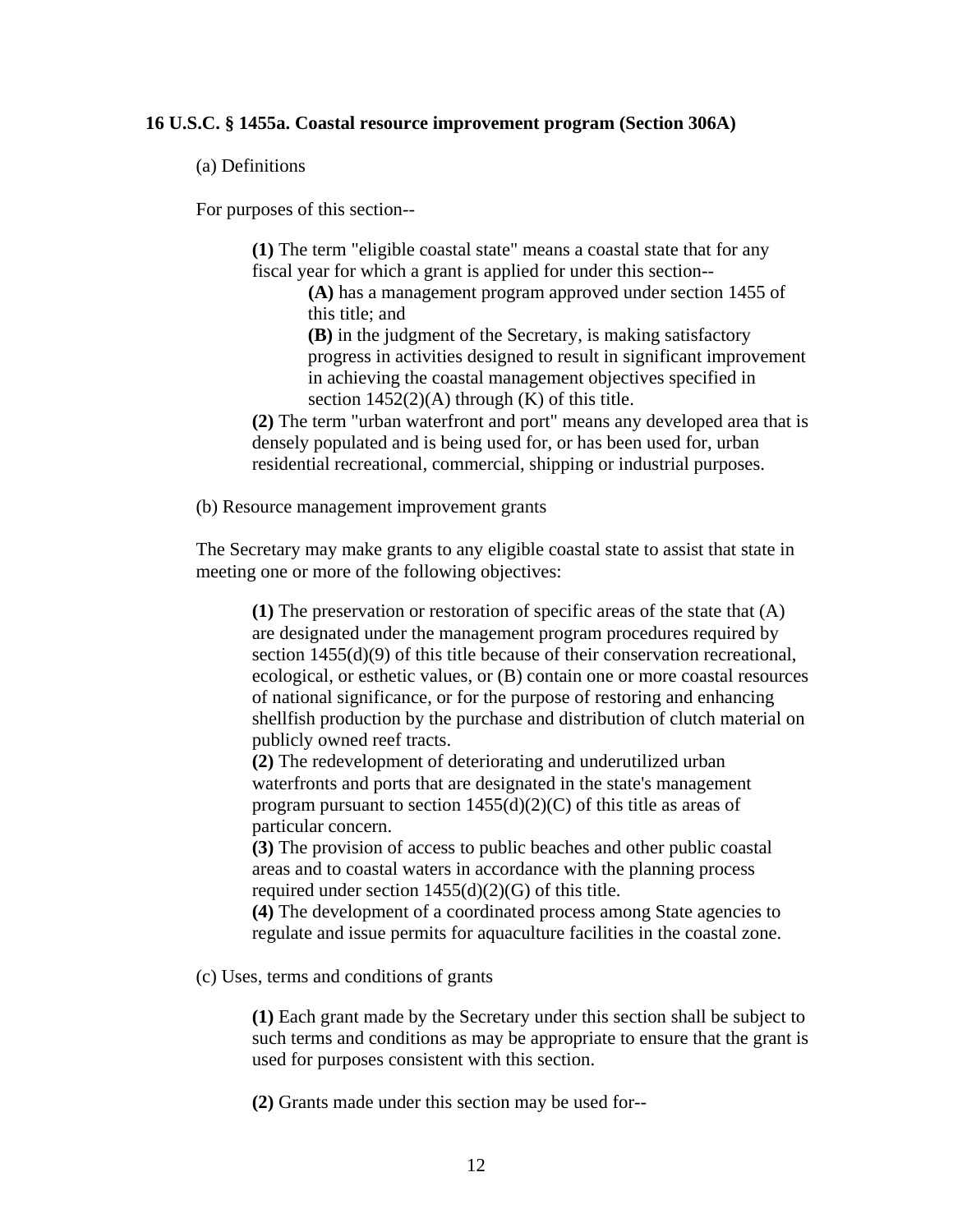**16 U.S.C. § 1455a. Coastal resource improvement program (Section 306A)**

(a) Definitions

For purposes of this section--

**(1)** The term "eligible coastal state" means a coastal state that for any fiscal year for which a grant is applied for under this section--

**(A)** has a management program approved under section 1455 of this title; and

**(B)** in the judgment of the Secretary, is making satisfactory progress in activities designed to result in significant improvement in achieving the coastal management objectives specified in section 1452(2)(A) through (K) of this title.

**(2)** The term "urban waterfront and port" means any developed area that is densely populated and is being used for, or has been used for, urban residential recreational, commercial, shipping or industrial purposes.

(b) Resource management improvement grants

The Secretary may make grants to any eligible coastal state to assist that state in meeting one or more of the following objectives:

**(1)** The preservation or restoration of specific areas of the state that (A) are designated under the management program procedures required by section 1455(d)(9) of this title because of their conservation recreational, ecological, or esthetic values, or (B) contain one or more coastal resources of national significance, or for the purpose of restoring and enhancing shellfish production by the purchase and distribution of clutch material on publicly owned reef tracts.

**(2)** The redevelopment of deteriorating and underutilized urban waterfronts and ports that are designated in the state's management program pursuant to section 1455(d)(2)(C) of this title as areas of particular concern.

**(3)** The provision of access to public beaches and other public coastal areas and to coastal waters in accordance with the planning process required under section 1455(d)(2)(G) of this title.

**(4)** The development of a coordinated process among State agencies to regulate and issue permits for aquaculture facilities in the coastal zone.

(c) Uses, terms and conditions of grants

**(1)** Each grant made by the Secretary under this section shall be subject to such terms and conditions as may be appropriate to ensure that the grant is used for purposes consistent with this section.

**(2)** Grants made under this section may be used for--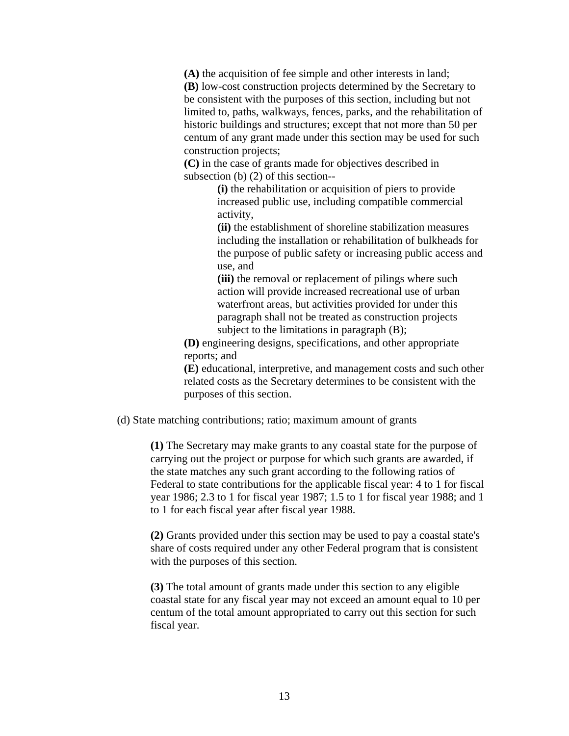**(A)** the acquisition of fee simple and other interests in land;
**(B)** low-cost construction projects determined by the Secretary to be consistent with the purposes of this section, including but not limited to, paths, walkways, fences, parks, and the rehabilitation of historic buildings and structures; except that not more than 50 per centum of any grant made under this section may be used for such construction projects;
**(C)** in the case of grants made for objectives described in subsection (b) (2) of this section--

> **(i)** the rehabilitation or acquisition of piers to provide increased public use, including compatible commercial activity,
> **(ii)** the establishment of shoreline stabilization measures including the installation or rehabilitation of bulkheads for the purpose of public safety or increasing public access and use, and
> **(iii)** the removal or replacement of pilings where such action will provide increased recreational use of urban waterfront areas, but activities provided for under this paragraph shall not be treated as construction projects subject to the limitations in paragraph (B);

**(D)** engineering designs, specifications, and other appropriate reports; and
**(E)** educational, interpretive, and management costs and such other related costs as the Secretary determines to be consistent with the purposes of this section.

(d) State matching contributions; ratio; maximum amount of grants

**(1)** The Secretary may make grants to any coastal state for the purpose of carrying out the project or purpose for which such grants are awarded, if the state matches any such grant according to the following ratios of Federal to state contributions for the applicable fiscal year: 4 to 1 for fiscal year 1986; 2.3 to 1 for fiscal year 1987; 1.5 to 1 for fiscal year 1988; and 1 to 1 for each fiscal year after fiscal year 1988.

**(2)** Grants provided under this section may be used to pay a coastal state's share of costs required under any other Federal program that is consistent with the purposes of this section.

**(3)** The total amount of grants made under this section to any eligible coastal state for any fiscal year may not exceed an amount equal to 10 per centum of the total amount appropriated to carry out this section for such fiscal year.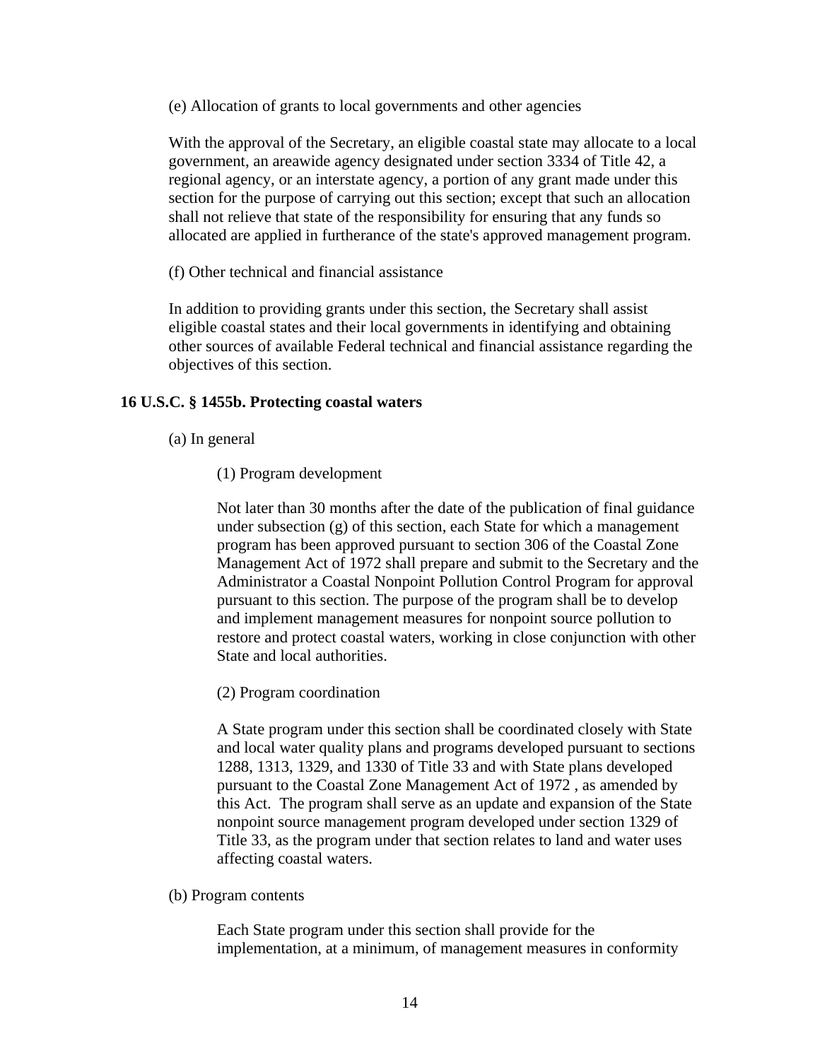(e) Allocation of grants to local governments and other agencies

With the approval of the Secretary, an eligible coastal state may allocate to a local government, an areawide agency designated under section 3334 of Title 42, a regional agency, or an interstate agency, a portion of any grant made under this section for the purpose of carrying out this section; except that such an allocation shall not relieve that state of the responsibility for ensuring that any funds so allocated are applied in furtherance of the state's approved management program.

(f) Other technical and financial assistance

In addition to providing grants under this section, the Secretary shall assist eligible coastal states and their local governments in identifying and obtaining other sources of available Federal technical and financial assistance regarding the objectives of this section.

**16 U.S.C. § 1455b. Protecting coastal waters**

(a) In general

(1) Program development

Not later than 30 months after the date of the publication of final guidance under subsection (g) of this section, each State for which a management program has been approved pursuant to section 306 of the Coastal Zone Management Act of 1972 shall prepare and submit to the Secretary and the Administrator a Coastal Nonpoint Pollution Control Program for approval pursuant to this section. The purpose of the program shall be to develop and implement management measures for nonpoint source pollution to restore and protect coastal waters, working in close conjunction with other State and local authorities.

(2) Program coordination

A State program under this section shall be coordinated closely with State and local water quality plans and programs developed pursuant to sections 1288, 1313, 1329, and 1330 of Title 33 and with State plans developed pursuant to the Coastal Zone Management Act of 1972 , as amended by this Act. The program shall serve as an update and expansion of the State nonpoint source management program developed under section 1329 of Title 33, as the program under that section relates to land and water uses affecting coastal waters.

(b) Program contents

Each State program under this section shall provide for the implementation, at a minimum, of management measures in conformity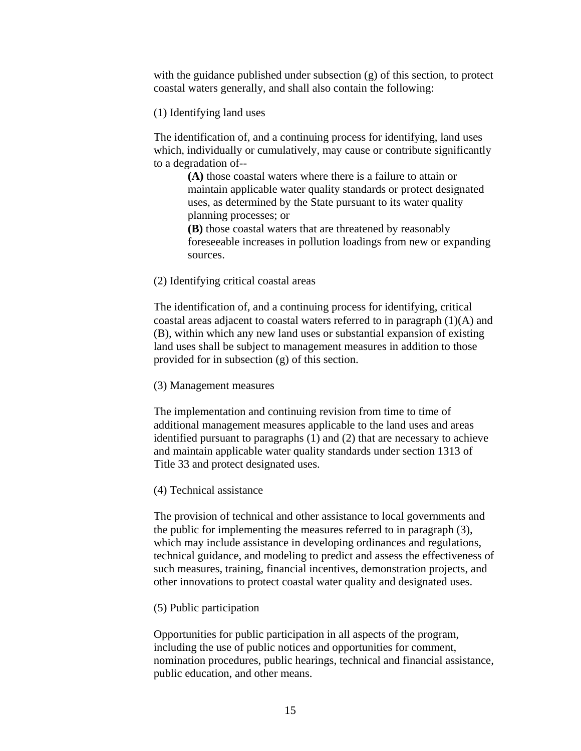with the guidance published under subsection (g) of this section, to protect coastal waters generally, and shall also contain the following:

(1) Identifying land uses

The identification of, and a continuing process for identifying, land uses which, individually or cumulatively, may cause or contribute significantly to a degradation of--

> **(A)** those coastal waters where there is a failure to attain or maintain applicable water quality standards or protect designated uses, as determined by the State pursuant to its water quality planning processes; or
>
> **(B)** those coastal waters that are threatened by reasonably foreseeable increases in pollution loadings from new or expanding sources.

(2) Identifying critical coastal areas

The identification of, and a continuing process for identifying, critical coastal areas adjacent to coastal waters referred to in paragraph (1)(A) and (B), within which any new land uses or substantial expansion of existing land uses shall be subject to management measures in addition to those provided for in subsection (g) of this section.

(3) Management measures

The implementation and continuing revision from time to time of additional management measures applicable to the land uses and areas identified pursuant to paragraphs (1) and (2) that are necessary to achieve and maintain applicable water quality standards under section 1313 of Title 33 and protect designated uses.

(4) Technical assistance

The provision of technical and other assistance to local governments and the public for implementing the measures referred to in paragraph (3), which may include assistance in developing ordinances and regulations, technical guidance, and modeling to predict and assess the effectiveness of such measures, training, financial incentives, demonstration projects, and other innovations to protect coastal water quality and designated uses.

(5) Public participation

Opportunities for public participation in all aspects of the program, including the use of public notices and opportunities for comment, nomination procedures, public hearings, technical and financial assistance, public education, and other means.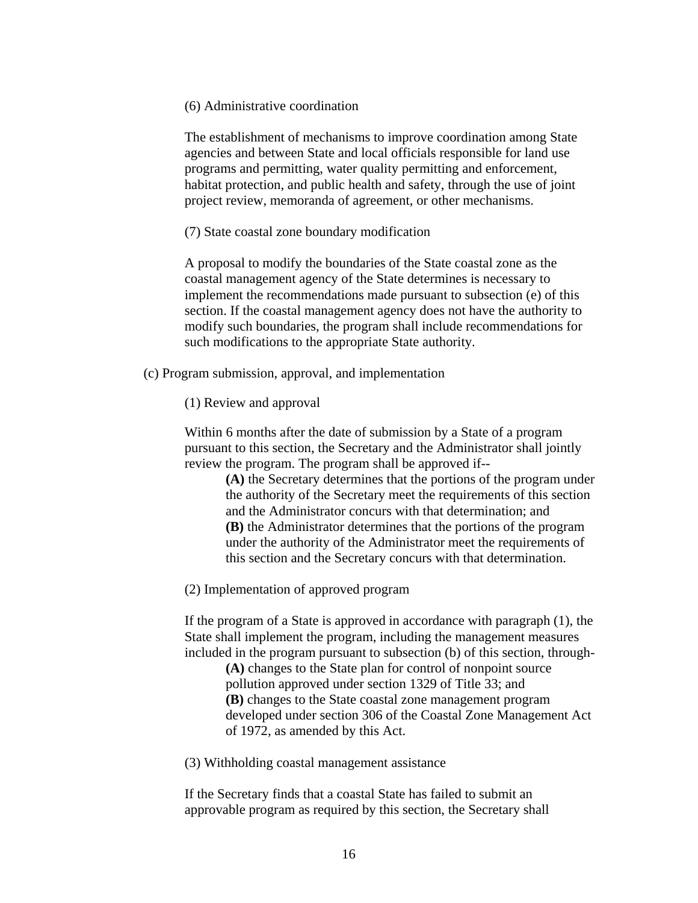(6) Administrative coordination

The establishment of mechanisms to improve coordination among State agencies and between State and local officials responsible for land use programs and permitting, water quality permitting and enforcement, habitat protection, and public health and safety, through the use of joint project review, memoranda of agreement, or other mechanisms.

(7) State coastal zone boundary modification

A proposal to modify the boundaries of the State coastal zone as the coastal management agency of the State determines is necessary to implement the recommendations made pursuant to subsection (e) of this section. If the coastal management agency does not have the authority to modify such boundaries, the program shall include recommendations for such modifications to the appropriate State authority.

(c) Program submission, approval, and implementation

(1) Review and approval

Within 6 months after the date of submission by a State of a program pursuant to this section, the Secretary and the Administrator shall jointly review the program. The program shall be approved if--

**(A)** the Secretary determines that the portions of the program under the authority of the Secretary meet the requirements of this section and the Administrator concurs with that determination; and
**(B)** the Administrator determines that the portions of the program under the authority of the Administrator meet the requirements of this section and the Secretary concurs with that determination.

(2) Implementation of approved program

If the program of a State is approved in accordance with paragraph (1), the State shall implement the program, including the management measures included in the program pursuant to subsection (b) of this section, through-

**(A)** changes to the State plan for control of nonpoint source pollution approved under section 1329 of Title 33; and
**(B)** changes to the State coastal zone management program developed under section 306 of the Coastal Zone Management Act of 1972, as amended by this Act.

(3) Withholding coastal management assistance

If the Secretary finds that a coastal State has failed to submit an approvable program as required by this section, the Secretary shall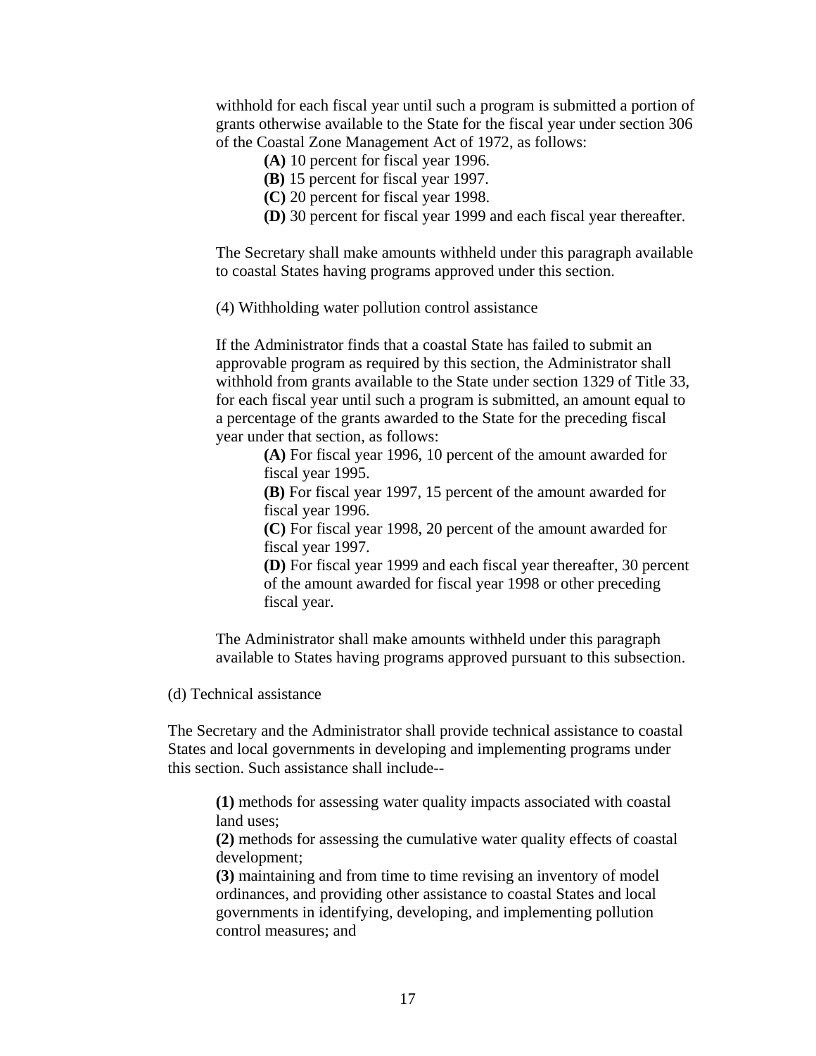withhold for each fiscal year until such a program is submitted a portion of grants otherwise available to the State for the fiscal year under section 306 of the Coastal Zone Management Act of 1972, as follows:

**(A)** 10 percent for fiscal year 1996.
**(B)** 15 percent for fiscal year 1997.
**(C)** 20 percent for fiscal year 1998.
**(D)** 30 percent for fiscal year 1999 and each fiscal year thereafter.

The Secretary shall make amounts withheld under this paragraph available to coastal States having programs approved under this section.

(4) Withholding water pollution control assistance

If the Administrator finds that a coastal State has failed to submit an approvable program as required by this section, the Administrator shall withhold from grants available to the State under section 1329 of Title 33, for each fiscal year until such a program is submitted, an amount equal to a percentage of the grants awarded to the State for the preceding fiscal year under that section, as follows:

**(A)** For fiscal year 1996, 10 percent of the amount awarded for fiscal year 1995.
**(B)** For fiscal year 1997, 15 percent of the amount awarded for fiscal year 1996.
**(C)** For fiscal year 1998, 20 percent of the amount awarded for fiscal year 1997.
**(D)** For fiscal year 1999 and each fiscal year thereafter, 30 percent of the amount awarded for fiscal year 1998 or other preceding fiscal year.

The Administrator shall make amounts withheld under this paragraph available to States having programs approved pursuant to this subsection.

(d) Technical assistance

The Secretary and the Administrator shall provide technical assistance to coastal States and local governments in developing and implementing programs under this section. Such assistance shall include--

**(1)** methods for assessing water quality impacts associated with coastal land uses;
**(2)** methods for assessing the cumulative water quality effects of coastal development;
**(3)** maintaining and from time to time revising an inventory of model ordinances, and providing other assistance to coastal States and local governments in identifying, developing, and implementing pollution control measures; and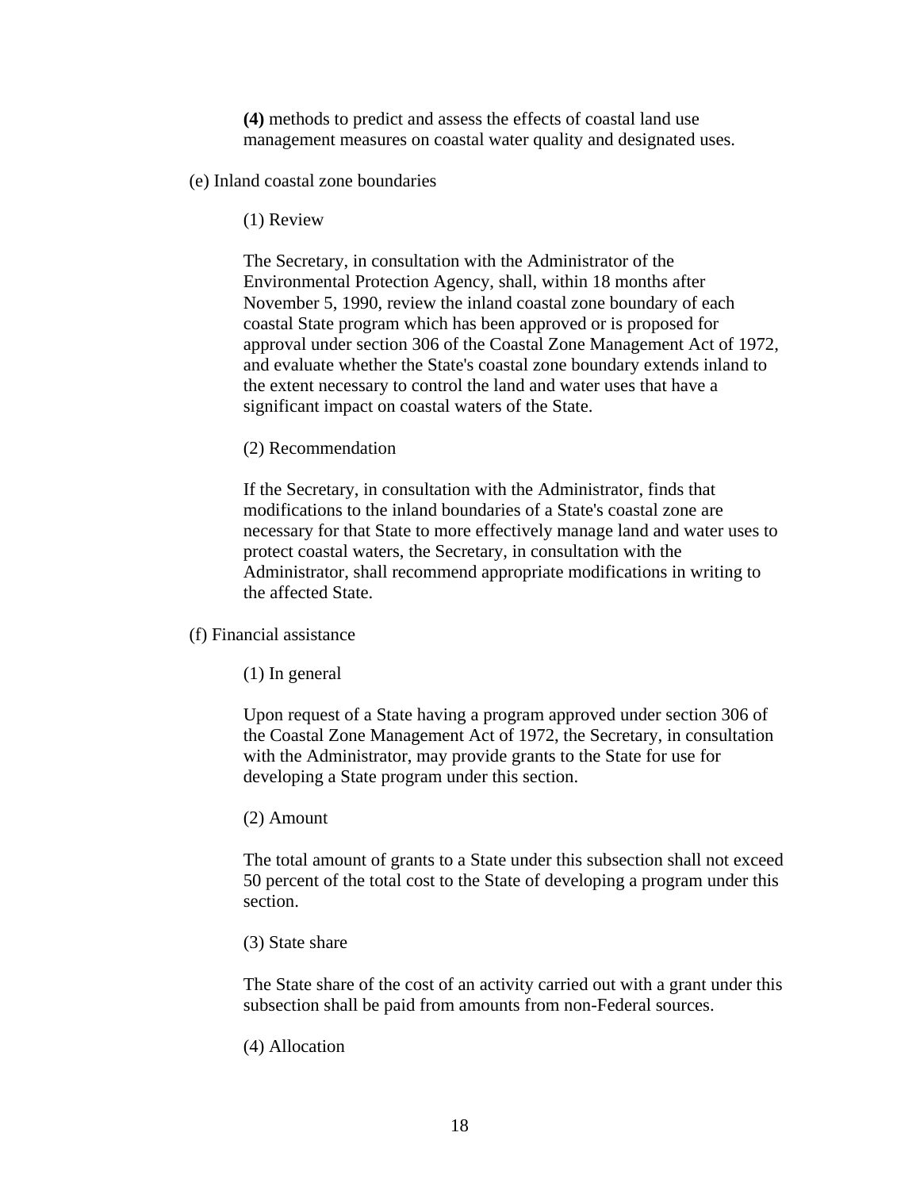**(4)** methods to predict and assess the effects of coastal land use management measures on coastal water quality and designated uses.

(e) Inland coastal zone boundaries

(1) Review

The Secretary, in consultation with the Administrator of the Environmental Protection Agency, shall, within 18 months after November 5, 1990, review the inland coastal zone boundary of each coastal State program which has been approved or is proposed for approval under section 306 of the Coastal Zone Management Act of 1972, and evaluate whether the State's coastal zone boundary extends inland to the extent necessary to control the land and water uses that have a significant impact on coastal waters of the State.

(2) Recommendation

If the Secretary, in consultation with the Administrator, finds that modifications to the inland boundaries of a State's coastal zone are necessary for that State to more effectively manage land and water uses to protect coastal waters, the Secretary, in consultation with the Administrator, shall recommend appropriate modifications in writing to the affected State.

(f) Financial assistance

(1) In general

Upon request of a State having a program approved under section 306 of the Coastal Zone Management Act of 1972, the Secretary, in consultation with the Administrator, may provide grants to the State for use for developing a State program under this section.

(2) Amount

The total amount of grants to a State under this subsection shall not exceed 50 percent of the total cost to the State of developing a program under this section.

(3) State share

The State share of the cost of an activity carried out with a grant under this subsection shall be paid from amounts from non-Federal sources.

(4) Allocation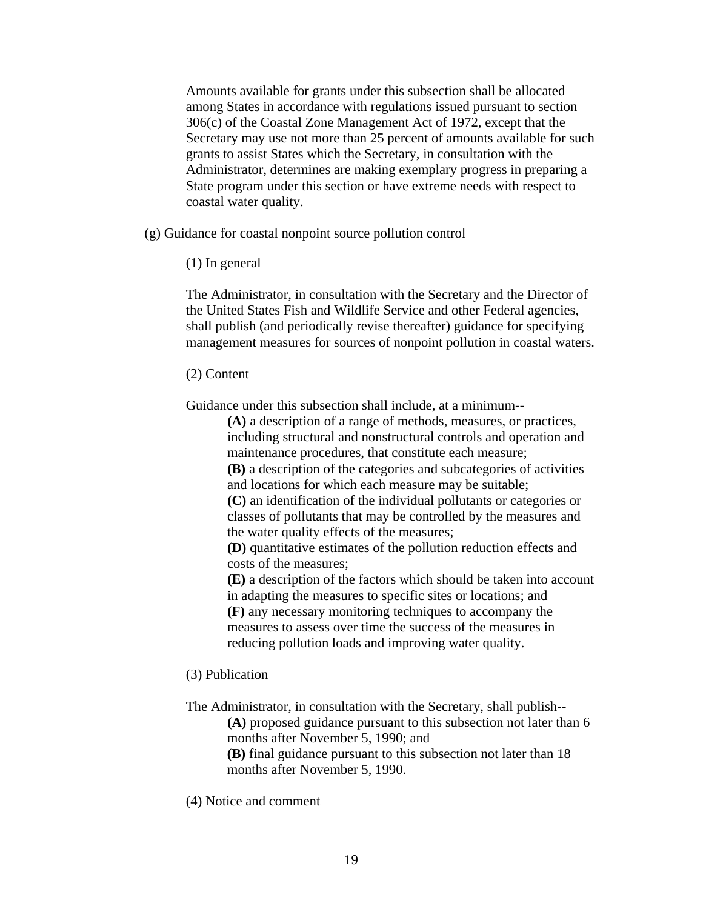Amounts available for grants under this subsection shall be allocated among States in accordance with regulations issued pursuant to section 306(c) of the Coastal Zone Management Act of 1972, except that the Secretary may use not more than 25 percent of amounts available for such grants to assist States which the Secretary, in consultation with the Administrator, determines are making exemplary progress in preparing a State program under this section or have extreme needs with respect to coastal water quality.

(g) Guidance for coastal nonpoint source pollution control

(1) In general

The Administrator, in consultation with the Secretary and the Director of the United States Fish and Wildlife Service and other Federal agencies, shall publish (and periodically revise thereafter) guidance for specifying management measures for sources of nonpoint pollution in coastal waters.

(2) Content

Guidance under this subsection shall include, at a minimum--

**(A)** a description of a range of methods, measures, or practices, including structural and nonstructural controls and operation and maintenance procedures, that constitute each measure;
**(B)** a description of the categories and subcategories of activities and locations for which each measure may be suitable;
**(C)** an identification of the individual pollutants or categories or classes of pollutants that may be controlled by the measures and the water quality effects of the measures;
**(D)** quantitative estimates of the pollution reduction effects and costs of the measures;
**(E)** a description of the factors which should be taken into account in adapting the measures to specific sites or locations; and
**(F)** any necessary monitoring techniques to accompany the measures to assess over time the success of the measures in reducing pollution loads and improving water quality.

(3) Publication

The Administrator, in consultation with the Secretary, shall publish--

**(A)** proposed guidance pursuant to this subsection not later than 6 months after November 5, 1990; and
**(B)** final guidance pursuant to this subsection not later than 18 months after November 5, 1990.

(4) Notice and comment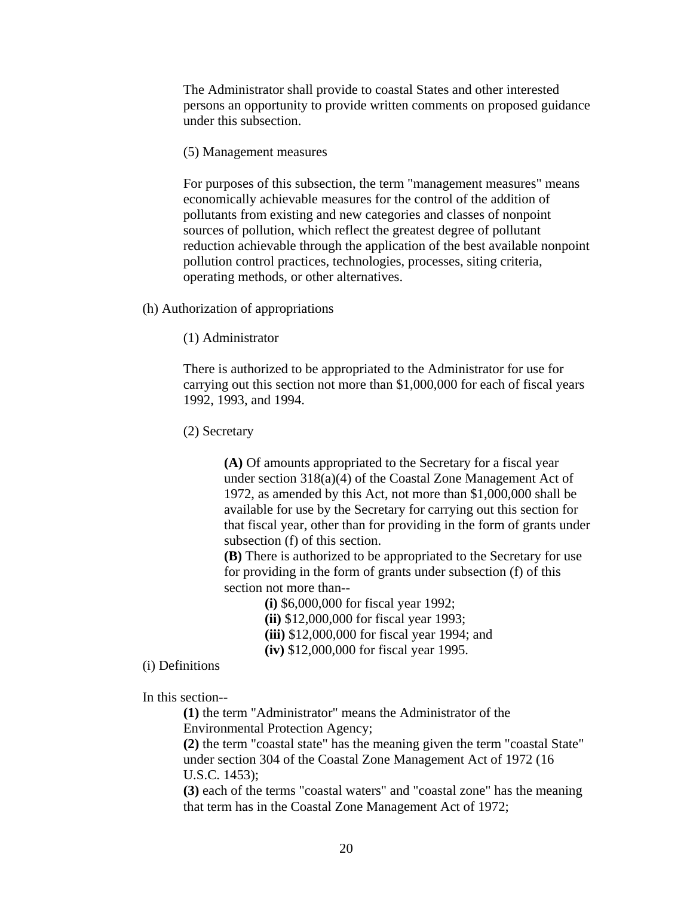The Administrator shall provide to coastal States and other interested persons an opportunity to provide written comments on proposed guidance under this subsection.

(5) Management measures

For purposes of this subsection, the term "management measures" means economically achievable measures for the control of the addition of pollutants from existing and new categories and classes of nonpoint sources of pollution, which reflect the greatest degree of pollutant reduction achievable through the application of the best available nonpoint pollution control practices, technologies, processes, siting criteria, operating methods, or other alternatives.

(h) Authorization of appropriations

(1) Administrator

There is authorized to be appropriated to the Administrator for use for carrying out this section not more than $1,000,000 for each of fiscal years 1992, 1993, and 1994.

(2) Secretary

**(A)** Of amounts appropriated to the Secretary for a fiscal year under section 318(a)(4) of the Coastal Zone Management Act of 1972, as amended by this Act, not more than $1,000,000 shall be available for use by the Secretary for carrying out this section for that fiscal year, other than for providing in the form of grants under subsection (f) of this section.

**(B)** There is authorized to be appropriated to the Secretary for use for providing in the form of grants under subsection (f) of this section not more than--

**(i)** $6,000,000 for fiscal year 1992;

**(ii)** $12,000,000 for fiscal year 1993;

**(iii)** $12,000,000 for fiscal year 1994; and

**(iv)** $12,000,000 for fiscal year 1995.

(i) Definitions

In this section--

**(1)** the term "Administrator" means the Administrator of the Environmental Protection Agency;

**(2)** the term "coastal state" has the meaning given the term "coastal State" under section 304 of the Coastal Zone Management Act of 1972 (16 U.S.C. 1453);

**(3)** each of the terms "coastal waters" and "coastal zone" has the meaning that term has in the Coastal Zone Management Act of 1972;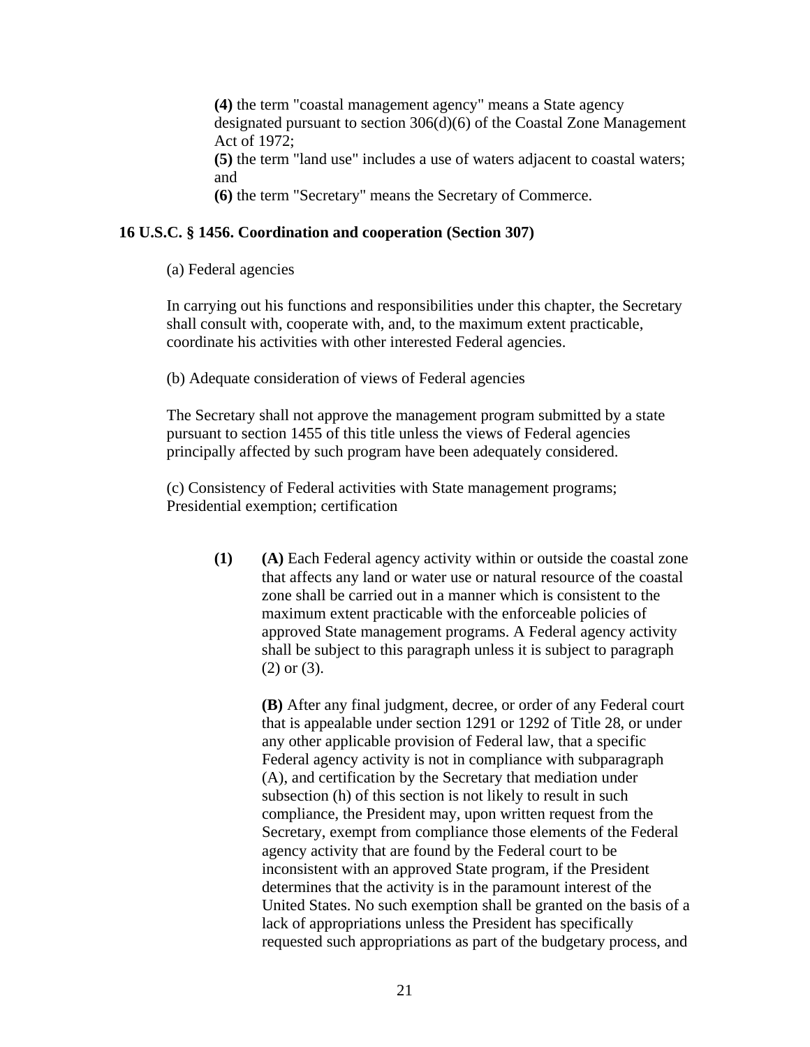**(4)** the term "coastal management agency" means a State agency designated pursuant to section 306(d)(6) of the Coastal Zone Management Act of 1972;
**(5)** the term "land use" includes a use of waters adjacent to coastal waters; and
**(6)** the term "Secretary" means the Secretary of Commerce.

### 16 U.S.C. § 1456. Coordination and cooperation (Section 307)

(a) Federal agencies

In carrying out his functions and responsibilities under this chapter, the Secretary shall consult with, cooperate with, and, to the maximum extent practicable, coordinate his activities with other interested Federal agencies.

(b) Adequate consideration of views of Federal agencies

The Secretary shall not approve the management program submitted by a state pursuant to section 1455 of this title unless the views of Federal agencies principally affected by such program have been adequately considered.

(c) Consistency of Federal activities with State management programs; Presidential exemption; certification

**(1)** **(A)** Each Federal agency activity within or outside the coastal zone that affects any land or water use or natural resource of the coastal zone shall be carried out in a manner which is consistent to the maximum extent practicable with the enforceable policies of approved State management programs. A Federal agency activity shall be subject to this paragraph unless it is subject to paragraph (2) or (3).

**(B)** After any final judgment, decree, or order of any Federal court that is appealable under section 1291 or 1292 of Title 28, or under any other applicable provision of Federal law, that a specific Federal agency activity is not in compliance with subparagraph (A), and certification by the Secretary that mediation under subsection (h) of this section is not likely to result in such compliance, the President may, upon written request from the Secretary, exempt from compliance those elements of the Federal agency activity that are found by the Federal court to be inconsistent with an approved State program, if the President determines that the activity is in the paramount interest of the United States. No such exemption shall be granted on the basis of a lack of appropriations unless the President has specifically requested such appropriations as part of the budgetary process, and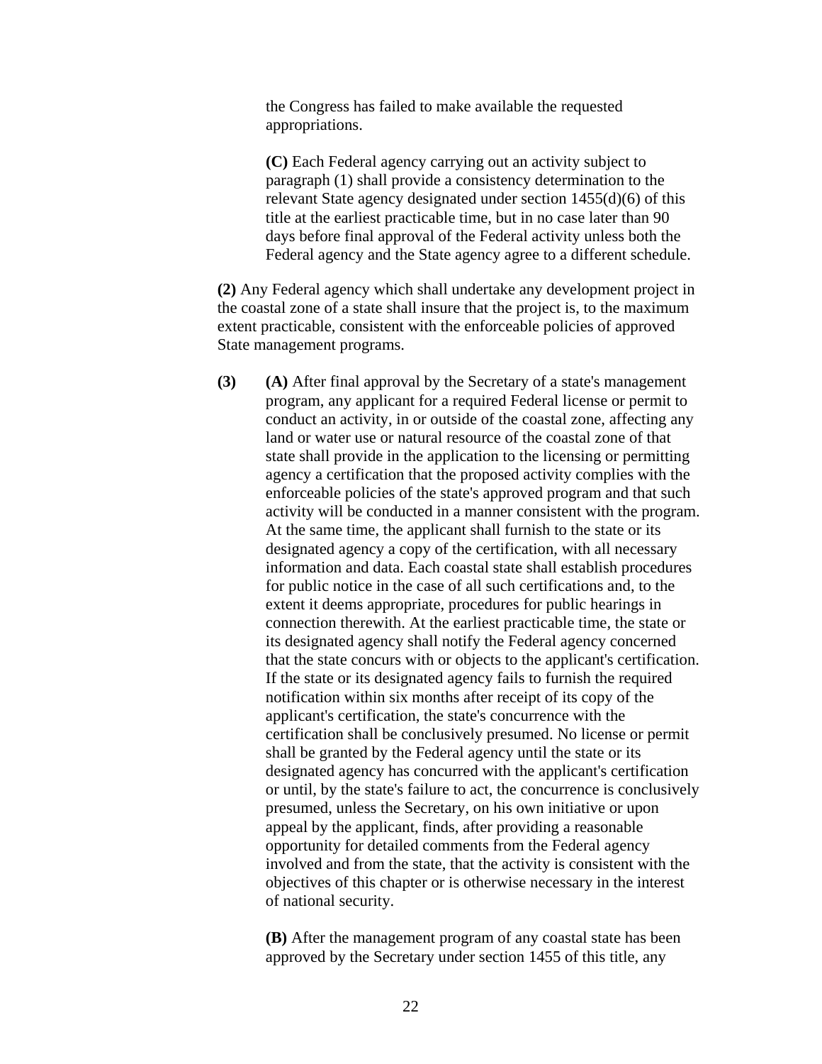the Congress has failed to make available the requested appropriations.

**(C)** Each Federal agency carrying out an activity subject to paragraph (1) shall provide a consistency determination to the relevant State agency designated under section 1455(d)(6) of this title at the earliest practicable time, but in no case later than 90 days before final approval of the Federal activity unless both the Federal agency and the State agency agree to a different schedule.

**(2)** Any Federal agency which shall undertake any development project in the coastal zone of a state shall insure that the project is, to the maximum extent practicable, consistent with the enforceable policies of approved State management programs.

**(3)** **(A)** After final approval by the Secretary of a state's management program, any applicant for a required Federal license or permit to conduct an activity, in or outside of the coastal zone, affecting any land or water use or natural resource of the coastal zone of that state shall provide in the application to the licensing or permitting agency a certification that the proposed activity complies with the enforceable policies of the state's approved program and that such activity will be conducted in a manner consistent with the program. At the same time, the applicant shall furnish to the state or its designated agency a copy of the certification, with all necessary information and data. Each coastal state shall establish procedures for public notice in the case of all such certifications and, to the extent it deems appropriate, procedures for public hearings in connection therewith. At the earliest practicable time, the state or its designated agency shall notify the Federal agency concerned that the state concurs with or objects to the applicant's certification. If the state or its designated agency fails to furnish the required notification within six months after receipt of its copy of the applicant's certification, the state's concurrence with the certification shall be conclusively presumed. No license or permit shall be granted by the Federal agency until the state or its designated agency has concurred with the applicant's certification or until, by the state's failure to act, the concurrence is conclusively presumed, unless the Secretary, on his own initiative or upon appeal by the applicant, finds, after providing a reasonable opportunity for detailed comments from the Federal agency involved and from the state, that the activity is consistent with the objectives of this chapter or is otherwise necessary in the interest of national security.

**(B)** After the management program of any coastal state has been approved by the Secretary under section 1455 of this title, any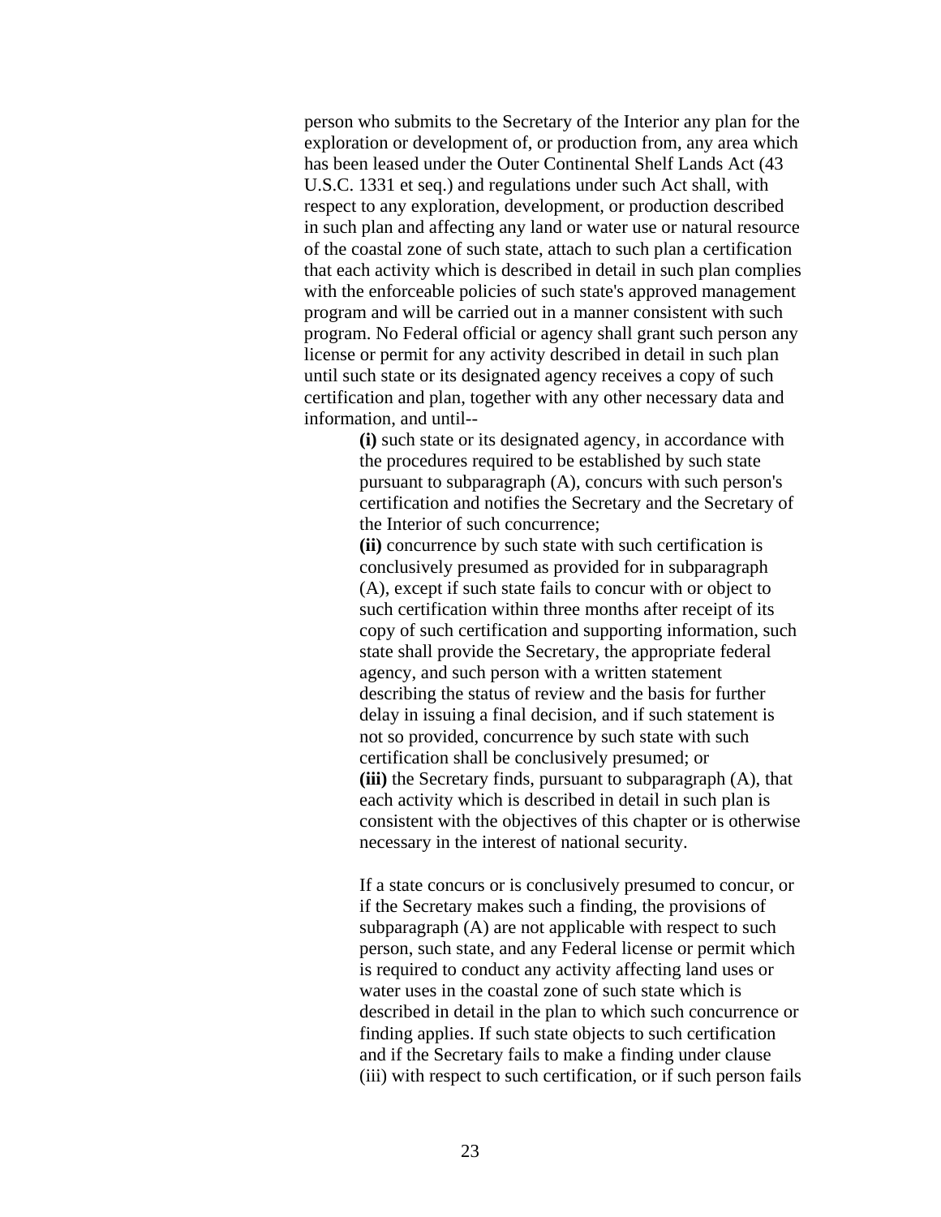person who submits to the Secretary of the Interior any plan for the exploration or development of, or production from, any area which has been leased under the Outer Continental Shelf Lands Act (43 U.S.C. 1331 et seq.) and regulations under such Act shall, with respect to any exploration, development, or production described in such plan and affecting any land or water use or natural resource of the coastal zone of such state, attach to such plan a certification that each activity which is described in detail in such plan complies with the enforceable policies of such state's approved management program and will be carried out in a manner consistent with such program. No Federal official or agency shall grant such person any license or permit for any activity described in detail in such plan until such state or its designated agency receives a copy of such certification and plan, together with any other necessary data and information, and until--

> **(i)** such state or its designated agency, in accordance with the procedures required to be established by such state pursuant to subparagraph (A), concurs with such person's certification and notifies the Secretary and the Secretary of the Interior of such concurrence;
>
> **(ii)** concurrence by such state with such certification is conclusively presumed as provided for in subparagraph (A), except if such state fails to concur with or object to such certification within three months after receipt of its copy of such certification and supporting information, such state shall provide the Secretary, the appropriate federal agency, and such person with a written statement describing the status of review and the basis for further delay in issuing a final decision, and if such statement is not so provided, concurrence by such state with such certification shall be conclusively presumed; or
>
> **(iii)** the Secretary finds, pursuant to subparagraph (A), that each activity which is described in detail in such plan is consistent with the objectives of this chapter or is otherwise necessary in the interest of national security.
>
> If a state concurs or is conclusively presumed to concur, or if the Secretary makes such a finding, the provisions of subparagraph (A) are not applicable with respect to such person, such state, and any Federal license or permit which is required to conduct any activity affecting land uses or water uses in the coastal zone of such state which is described in detail in the plan to which such concurrence or finding applies. If such state objects to such certification and if the Secretary fails to make a finding under clause (iii) with respect to such certification, or if such person fails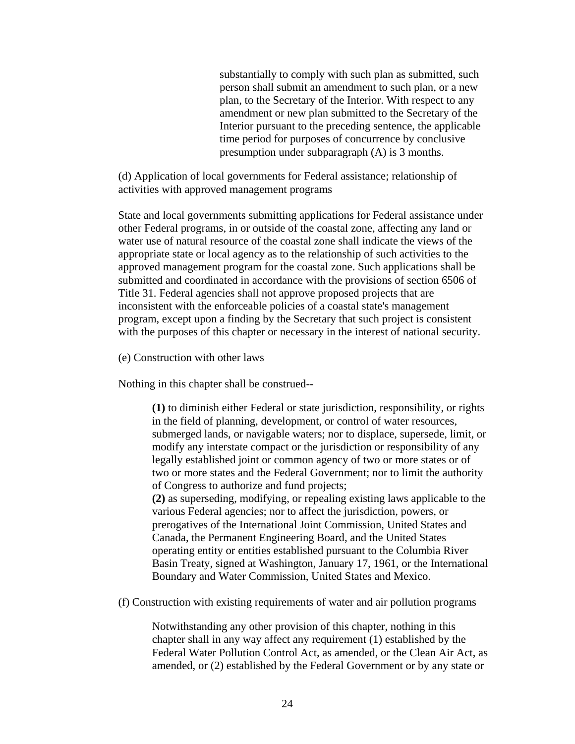substantially to comply with such plan as submitted, such person shall submit an amendment to such plan, or a new plan, to the Secretary of the Interior. With respect to any amendment or new plan submitted to the Secretary of the Interior pursuant to the preceding sentence, the applicable time period for purposes of concurrence by conclusive presumption under subparagraph (A) is 3 months.

(d) Application of local governments for Federal assistance; relationship of activities with approved management programs

State and local governments submitting applications for Federal assistance under other Federal programs, in or outside of the coastal zone, affecting any land or water use of natural resource of the coastal zone shall indicate the views of the appropriate state or local agency as to the relationship of such activities to the approved management program for the coastal zone. Such applications shall be submitted and coordinated in accordance with the provisions of section 6506 of Title 31. Federal agencies shall not approve proposed projects that are inconsistent with the enforceable policies of a coastal state's management program, except upon a finding by the Secretary that such project is consistent with the purposes of this chapter or necessary in the interest of national security.

(e) Construction with other laws

Nothing in this chapter shall be construed--

**(1)** to diminish either Federal or state jurisdiction, responsibility, or rights in the field of planning, development, or control of water resources, submerged lands, or navigable waters; nor to displace, supersede, limit, or modify any interstate compact or the jurisdiction or responsibility of any legally established joint or common agency of two or more states or of two or more states and the Federal Government; nor to limit the authority of Congress to authorize and fund projects;
**(2)** as superseding, modifying, or repealing existing laws applicable to the various Federal agencies; nor to affect the jurisdiction, powers, or prerogatives of the International Joint Commission, United States and Canada, the Permanent Engineering Board, and the United States operating entity or entities established pursuant to the Columbia River Basin Treaty, signed at Washington, January 17, 1961, or the International Boundary and Water Commission, United States and Mexico.

(f) Construction with existing requirements of water and air pollution programs

Notwithstanding any other provision of this chapter, nothing in this chapter shall in any way affect any requirement (1) established by the Federal Water Pollution Control Act, as amended, or the Clean Air Act, as amended, or (2) established by the Federal Government or by any state or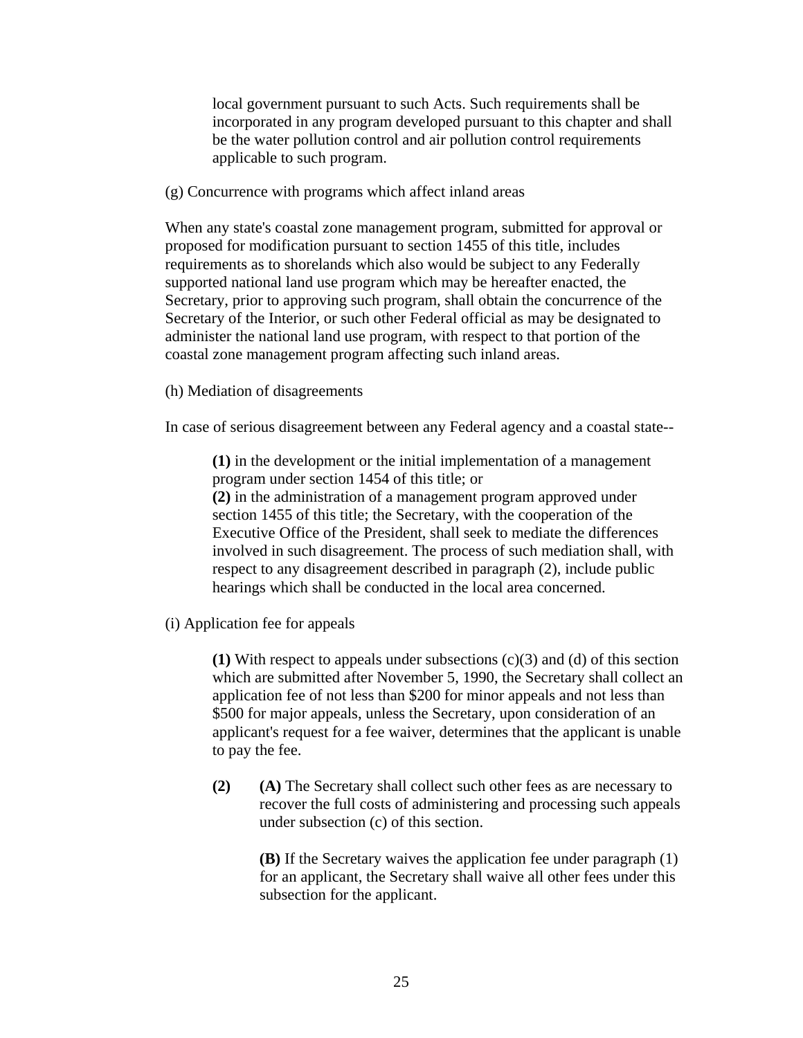local government pursuant to such Acts. Such requirements shall be incorporated in any program developed pursuant to this chapter and shall be the water pollution control and air pollution control requirements applicable to such program.

(g) Concurrence with programs which affect inland areas

When any state's coastal zone management program, submitted for approval or proposed for modification pursuant to section 1455 of this title, includes requirements as to shorelands which also would be subject to any Federally supported national land use program which may be hereafter enacted, the Secretary, prior to approving such program, shall obtain the concurrence of the Secretary of the Interior, or such other Federal official as may be designated to administer the national land use program, with respect to that portion of the coastal zone management program affecting such inland areas.

(h) Mediation of disagreements

In case of serious disagreement between any Federal agency and a coastal state--

**(1)** in the development or the initial implementation of a management program under section 1454 of this title; or
**(2)** in the administration of a management program approved under section 1455 of this title; the Secretary, with the cooperation of the Executive Office of the President, shall seek to mediate the differences involved in such disagreement. The process of such mediation shall, with respect to any disagreement described in paragraph (2), include public hearings which shall be conducted in the local area concerned.

(i) Application fee for appeals

**(1)** With respect to appeals under subsections (c)(3) and (d) of this section which are submitted after November 5, 1990, the Secretary shall collect an application fee of not less than $200 for minor appeals and not less than $500 for major appeals, unless the Secretary, upon consideration of an applicant's request for a fee waiver, determines that the applicant is unable to pay the fee.

**(2)** **(A)** The Secretary shall collect such other fees as are necessary to recover the full costs of administering and processing such appeals under subsection (c) of this section.

**(B)** If the Secretary waives the application fee under paragraph (1) for an applicant, the Secretary shall waive all other fees under this subsection for the applicant.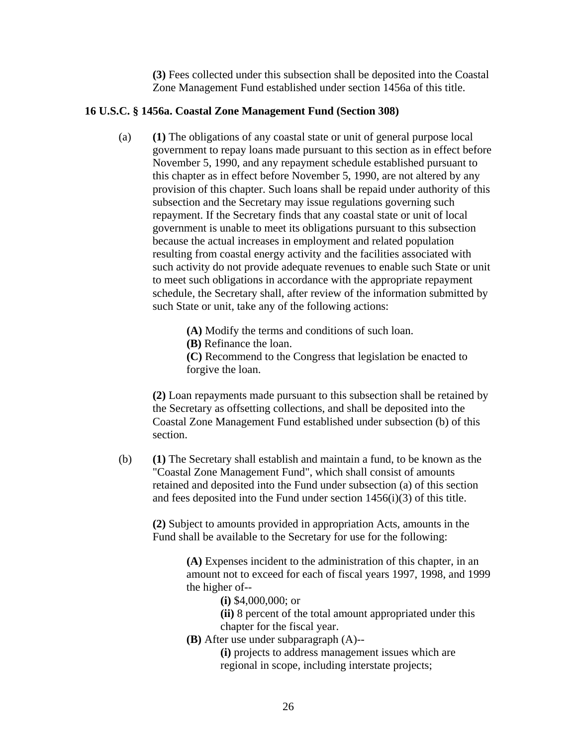**(3)** Fees collected under this subsection shall be deposited into the Coastal Zone Management Fund established under section 1456a of this title.

**16 U.S.C. § 1456a. Coastal Zone Management Fund (Section 308)**

(a) **(1)** The obligations of any coastal state or unit of general purpose local government to repay loans made pursuant to this section as in effect before November 5, 1990, and any repayment schedule established pursuant to this chapter as in effect before November 5, 1990, are not altered by any provision of this chapter. Such loans shall be repaid under authority of this subsection and the Secretary may issue regulations governing such repayment. If the Secretary finds that any coastal state or unit of local government is unable to meet its obligations pursuant to this subsection because the actual increases in employment and related population resulting from coastal energy activity and the facilities associated with such activity do not provide adequate revenues to enable such State or unit to meet such obligations in accordance with the appropriate repayment schedule, the Secretary shall, after review of the information submitted by such State or unit, take any of the following actions:

> **(A)** Modify the terms and conditions of such loan.
> **(B)** Refinance the loan.
> **(C)** Recommend to the Congress that legislation be enacted to forgive the loan.

**(2)** Loan repayments made pursuant to this subsection shall be retained by the Secretary as offsetting collections, and shall be deposited into the Coastal Zone Management Fund established under subsection (b) of this section.

(b) **(1)** The Secretary shall establish and maintain a fund, to be known as the "Coastal Zone Management Fund", which shall consist of amounts retained and deposited into the Fund under subsection (a) of this section and fees deposited into the Fund under section 1456(i)(3) of this title.

**(2)** Subject to amounts provided in appropriation Acts, amounts in the Fund shall be available to the Secretary for use for the following:

> **(A)** Expenses incident to the administration of this chapter, in an amount not to exceed for each of fiscal years 1997, 1998, and 1999 the higher of--
>
> > **(i)** $4,000,000; or
> > **(ii)** 8 percent of the total amount appropriated under this chapter for the fiscal year.
>
> **(B)** After use under subparagraph (A)--
>
> > **(i)** projects to address management issues which are regional in scope, including interstate projects;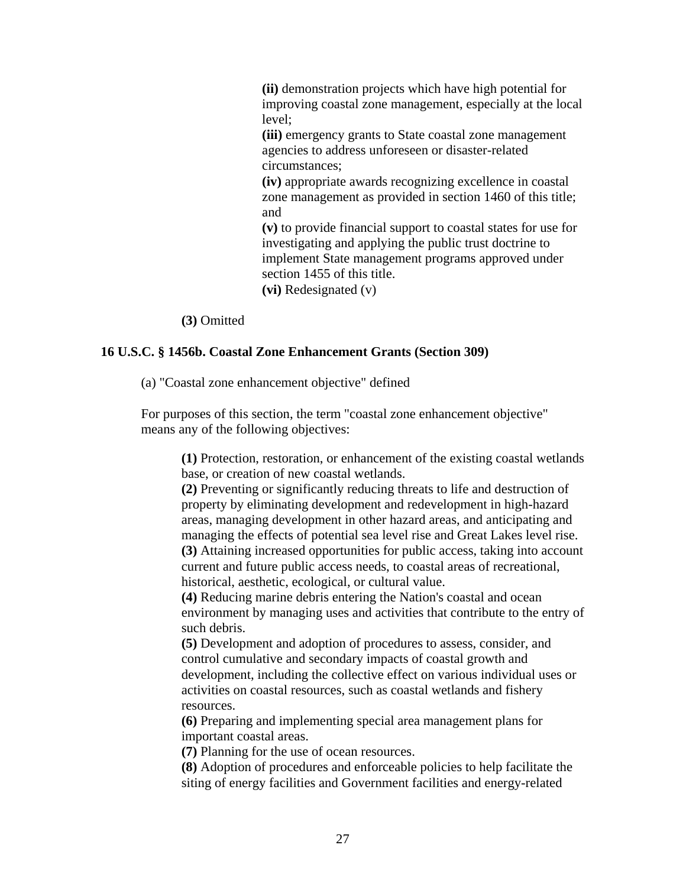**(ii)** demonstration projects which have high potential for improving coastal zone management, especially at the local level;
**(iii)** emergency grants to State coastal zone management agencies to address unforeseen or disaster-related circumstances;
**(iv)** appropriate awards recognizing excellence in coastal zone management as provided in section 1460 of this title; and
**(v)** to provide financial support to coastal states for use for investigating and applying the public trust doctrine to implement State management programs approved under section 1455 of this title.
**(vi)** Redesignated (v)

**(3)** Omitted

### 16 U.S.C. § 1456b. Coastal Zone Enhancement Grants (Section 309)

(a) "Coastal zone enhancement objective" defined

For purposes of this section, the term "coastal zone enhancement objective" means any of the following objectives:

**(1)** Protection, restoration, or enhancement of the existing coastal wetlands base, or creation of new coastal wetlands.
**(2)** Preventing or significantly reducing threats to life and destruction of property by eliminating development and redevelopment in high-hazard areas, managing development in other hazard areas, and anticipating and managing the effects of potential sea level rise and Great Lakes level rise.
**(3)** Attaining increased opportunities for public access, taking into account current and future public access needs, to coastal areas of recreational, historical, aesthetic, ecological, or cultural value.
**(4)** Reducing marine debris entering the Nation's coastal and ocean environment by managing uses and activities that contribute to the entry of such debris.
**(5)** Development and adoption of procedures to assess, consider, and control cumulative and secondary impacts of coastal growth and development, including the collective effect on various individual uses or activities on coastal resources, such as coastal wetlands and fishery resources.
**(6)** Preparing and implementing special area management plans for important coastal areas.
**(7)** Planning for the use of ocean resources.
**(8)** Adoption of procedures and enforceable policies to help facilitate the siting of energy facilities and Government facilities and energy-related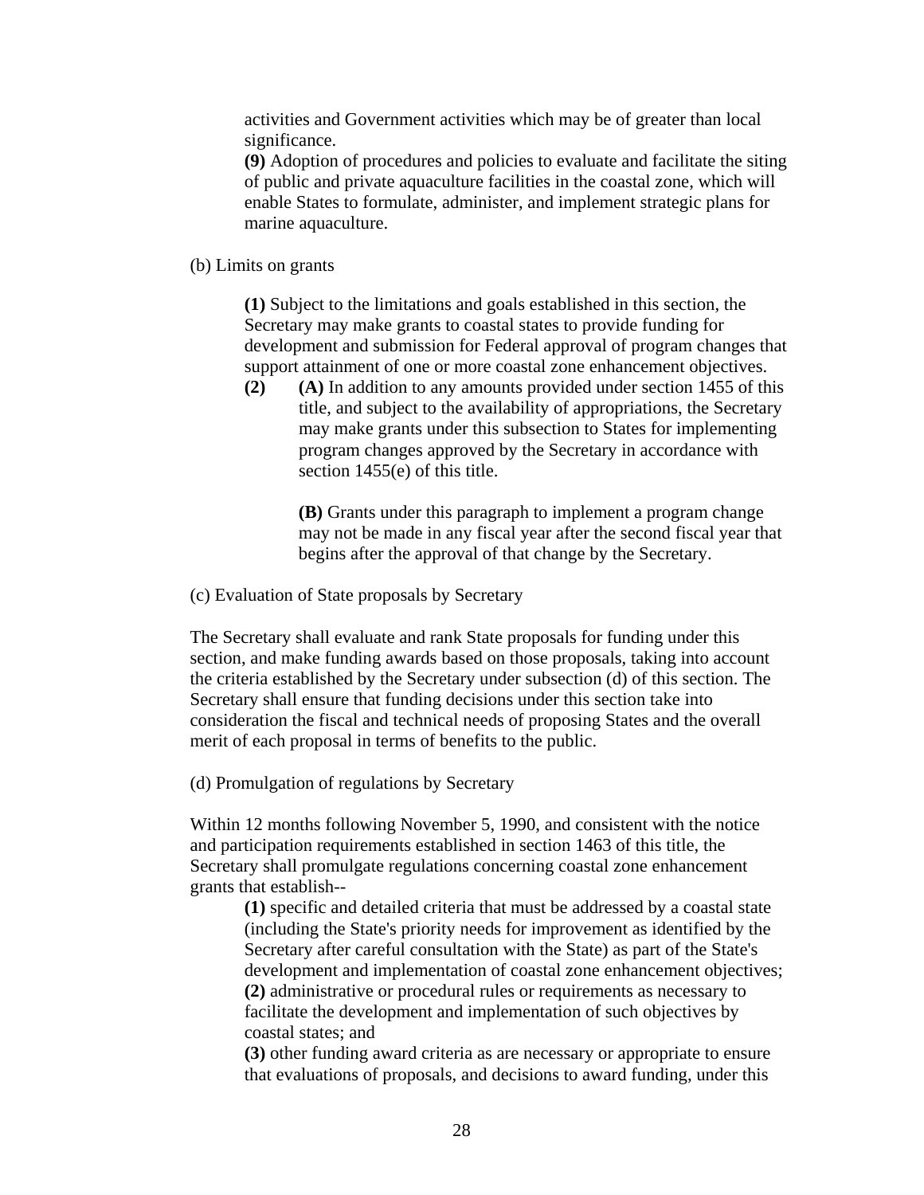activities and Government activities which may be of greater than local significance.

**(9)** Adoption of procedures and policies to evaluate and facilitate the siting of public and private aquaculture facilities in the coastal zone, which will enable States to formulate, administer, and implement strategic plans for marine aquaculture.

(b) Limits on grants

**(1)** Subject to the limitations and goals established in this section, the Secretary may make grants to coastal states to provide funding for development and submission for Federal approval of program changes that support attainment of one or more coastal zone enhancement objectives.

**(2)** **(A)** In addition to any amounts provided under section 1455 of this title, and subject to the availability of appropriations, the Secretary may make grants under this subsection to States for implementing program changes approved by the Secretary in accordance with section 1455(e) of this title.

**(B)** Grants under this paragraph to implement a program change may not be made in any fiscal year after the second fiscal year that begins after the approval of that change by the Secretary.

(c) Evaluation of State proposals by Secretary

The Secretary shall evaluate and rank State proposals for funding under this section, and make funding awards based on those proposals, taking into account the criteria established by the Secretary under subsection (d) of this section. The Secretary shall ensure that funding decisions under this section take into consideration the fiscal and technical needs of proposing States and the overall merit of each proposal in terms of benefits to the public.

(d) Promulgation of regulations by Secretary

Within 12 months following November 5, 1990, and consistent with the notice and participation requirements established in section 1463 of this title, the Secretary shall promulgate regulations concerning coastal zone enhancement grants that establish--

**(1)** specific and detailed criteria that must be addressed by a coastal state (including the State's priority needs for improvement as identified by the Secretary after careful consultation with the State) as part of the State's development and implementation of coastal zone enhancement objectives;

**(2)** administrative or procedural rules or requirements as necessary to facilitate the development and implementation of such objectives by coastal states; and

**(3)** other funding award criteria as are necessary or appropriate to ensure that evaluations of proposals, and decisions to award funding, under this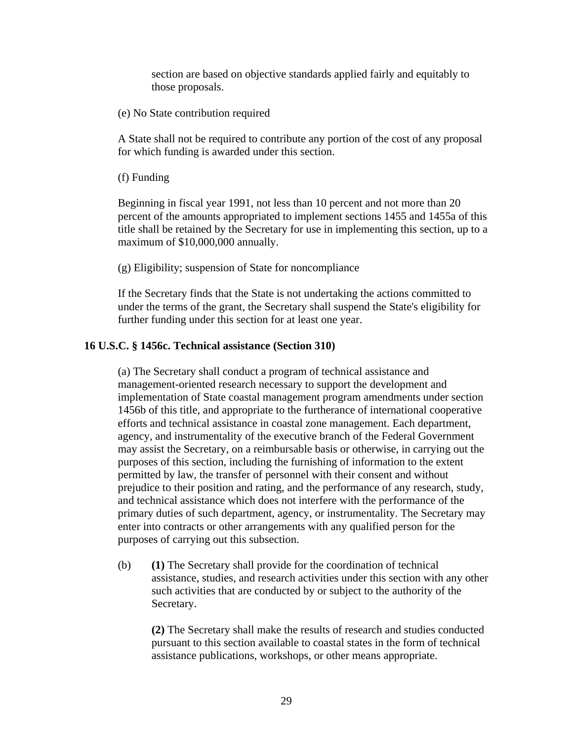section are based on objective standards applied fairly and equitably to those proposals.

(e) No State contribution required

A State shall not be required to contribute any portion of the cost of any proposal for which funding is awarded under this section.

(f) Funding

Beginning in fiscal year 1991, not less than 10 percent and not more than 20 percent of the amounts appropriated to implement sections 1455 and 1455a of this title shall be retained by the Secretary for use in implementing this section, up to a maximum of $10,000,000 annually.

(g) Eligibility; suspension of State for noncompliance

If the Secretary finds that the State is not undertaking the actions committed to under the terms of the grant, the Secretary shall suspend the State's eligibility for further funding under this section for at least one year.

**16 U.S.C. § 1456c. Technical assistance (Section 310)**

(a) The Secretary shall conduct a program of technical assistance and management-oriented research necessary to support the development and implementation of State coastal management program amendments under section 1456b of this title, and appropriate to the furtherance of international cooperative efforts and technical assistance in coastal zone management. Each department, agency, and instrumentality of the executive branch of the Federal Government may assist the Secretary, on a reimbursable basis or otherwise, in carrying out the purposes of this section, including the furnishing of information to the extent permitted by law, the transfer of personnel with their consent and without prejudice to their position and rating, and the performance of any research, study, and technical assistance which does not interfere with the performance of the primary duties of such department, agency, or instrumentality. The Secretary may enter into contracts or other arrangements with any qualified person for the purposes of carrying out this subsection.

(b) **(1)** The Secretary shall provide for the coordination of technical assistance, studies, and research activities under this section with any other such activities that are conducted by or subject to the authority of the Secretary.

**(2)** The Secretary shall make the results of research and studies conducted pursuant to this section available to coastal states in the form of technical assistance publications, workshops, or other means appropriate.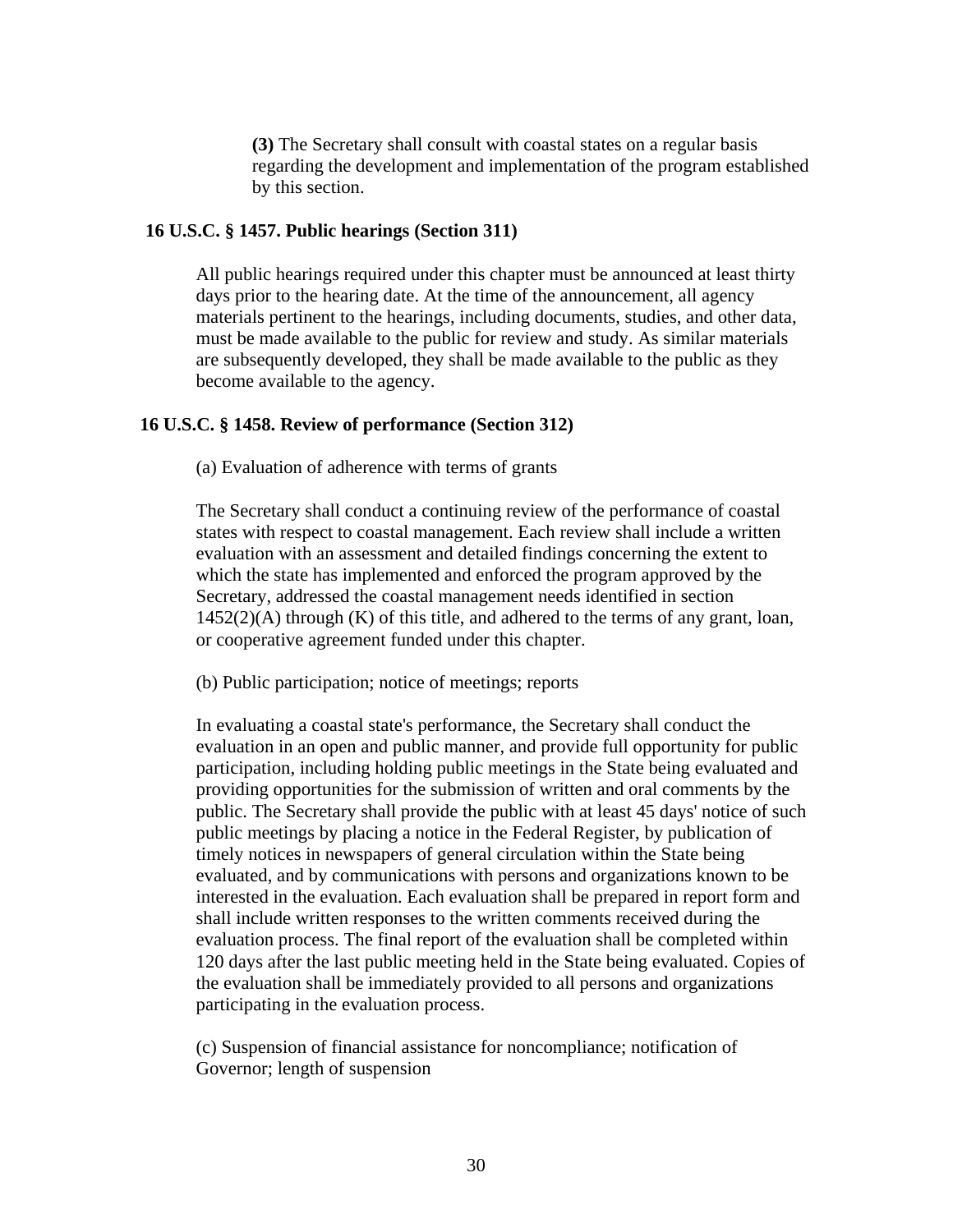**(3)** The Secretary shall consult with coastal states on a regular basis regarding the development and implementation of the program established by this section.

### 16 U.S.C. § 1457. Public hearings (Section 311)

All public hearings required under this chapter must be announced at least thirty days prior to the hearing date. At the time of the announcement, all agency materials pertinent to the hearings, including documents, studies, and other data, must be made available to the public for review and study. As similar materials are subsequently developed, they shall be made available to the public as they become available to the agency.

### 16 U.S.C. § 1458. Review of performance (Section 312)

(a) Evaluation of adherence with terms of grants

The Secretary shall conduct a continuing review of the performance of coastal states with respect to coastal management. Each review shall include a written evaluation with an assessment and detailed findings concerning the extent to which the state has implemented and enforced the program approved by the Secretary, addressed the coastal management needs identified in section 1452(2)(A) through (K) of this title, and adhered to the terms of any grant, loan, or cooperative agreement funded under this chapter.

(b) Public participation; notice of meetings; reports

In evaluating a coastal state's performance, the Secretary shall conduct the evaluation in an open and public manner, and provide full opportunity for public participation, including holding public meetings in the State being evaluated and providing opportunities for the submission of written and oral comments by the public. The Secretary shall provide the public with at least 45 days' notice of such public meetings by placing a notice in the Federal Register, by publication of timely notices in newspapers of general circulation within the State being evaluated, and by communications with persons and organizations known to be interested in the evaluation. Each evaluation shall be prepared in report form and shall include written responses to the written comments received during the evaluation process. The final report of the evaluation shall be completed within 120 days after the last public meeting held in the State being evaluated. Copies of the evaluation shall be immediately provided to all persons and organizations participating in the evaluation process.

(c) Suspension of financial assistance for noncompliance; notification of Governor; length of suspension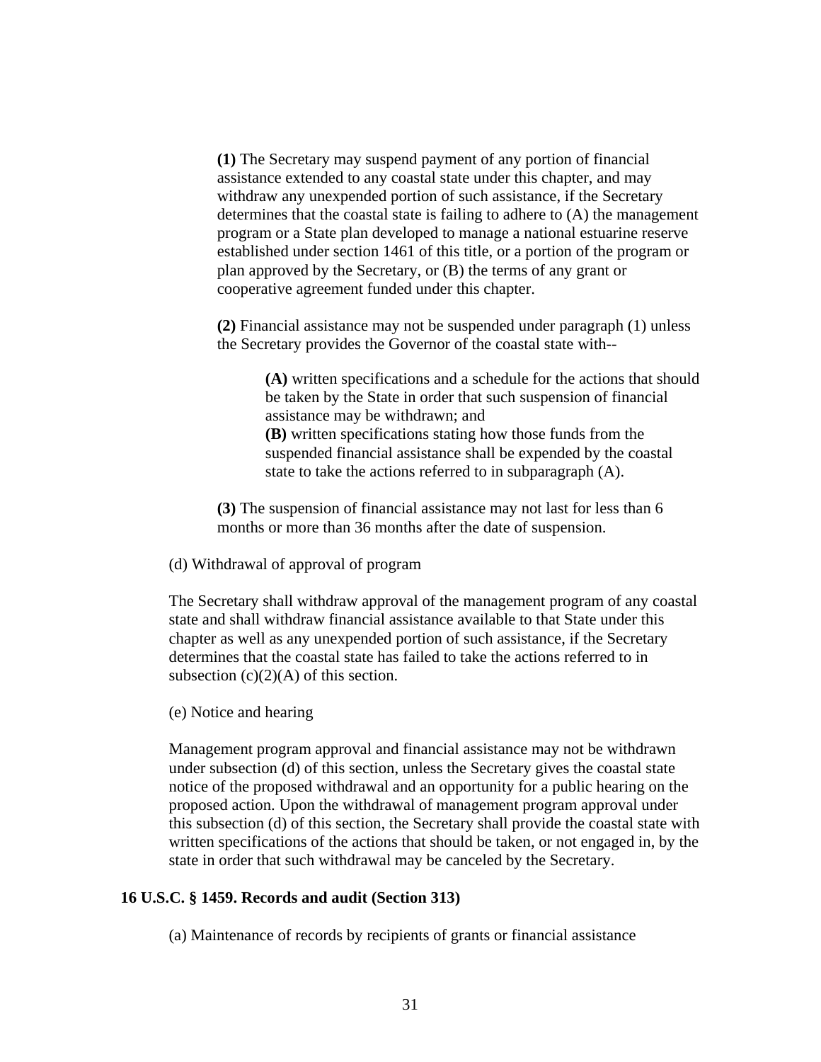**(1)** The Secretary may suspend payment of any portion of financial assistance extended to any coastal state under this chapter, and may withdraw any unexpended portion of such assistance, if the Secretary determines that the coastal state is failing to adhere to (A) the management program or a State plan developed to manage a national estuarine reserve established under section 1461 of this title, or a portion of the program or plan approved by the Secretary, or (B) the terms of any grant or cooperative agreement funded under this chapter.

**(2)** Financial assistance may not be suspended under paragraph (1) unless the Secretary provides the Governor of the coastal state with--

> **(A)** written specifications and a schedule for the actions that should be taken by the State in order that such suspension of financial assistance may be withdrawn; and
> **(B)** written specifications stating how those funds from the suspended financial assistance shall be expended by the coastal state to take the actions referred to in subparagraph (A).

**(3)** The suspension of financial assistance may not last for less than 6 months or more than 36 months after the date of suspension.

(d) Withdrawal of approval of program

The Secretary shall withdraw approval of the management program of any coastal state and shall withdraw financial assistance available to that State under this chapter as well as any unexpended portion of such assistance, if the Secretary determines that the coastal state has failed to take the actions referred to in subsection (c)(2)(A) of this section.

(e) Notice and hearing

Management program approval and financial assistance may not be withdrawn under subsection (d) of this section, unless the Secretary gives the coastal state notice of the proposed withdrawal and an opportunity for a public hearing on the proposed action. Upon the withdrawal of management program approval under this subsection (d) of this section, the Secretary shall provide the coastal state with written specifications of the actions that should be taken, or not engaged in, by the state in order that such withdrawal may be canceled by the Secretary.

### 16 U.S.C. § 1459. Records and audit (Section 313)

(a) Maintenance of records by recipients of grants or financial assistance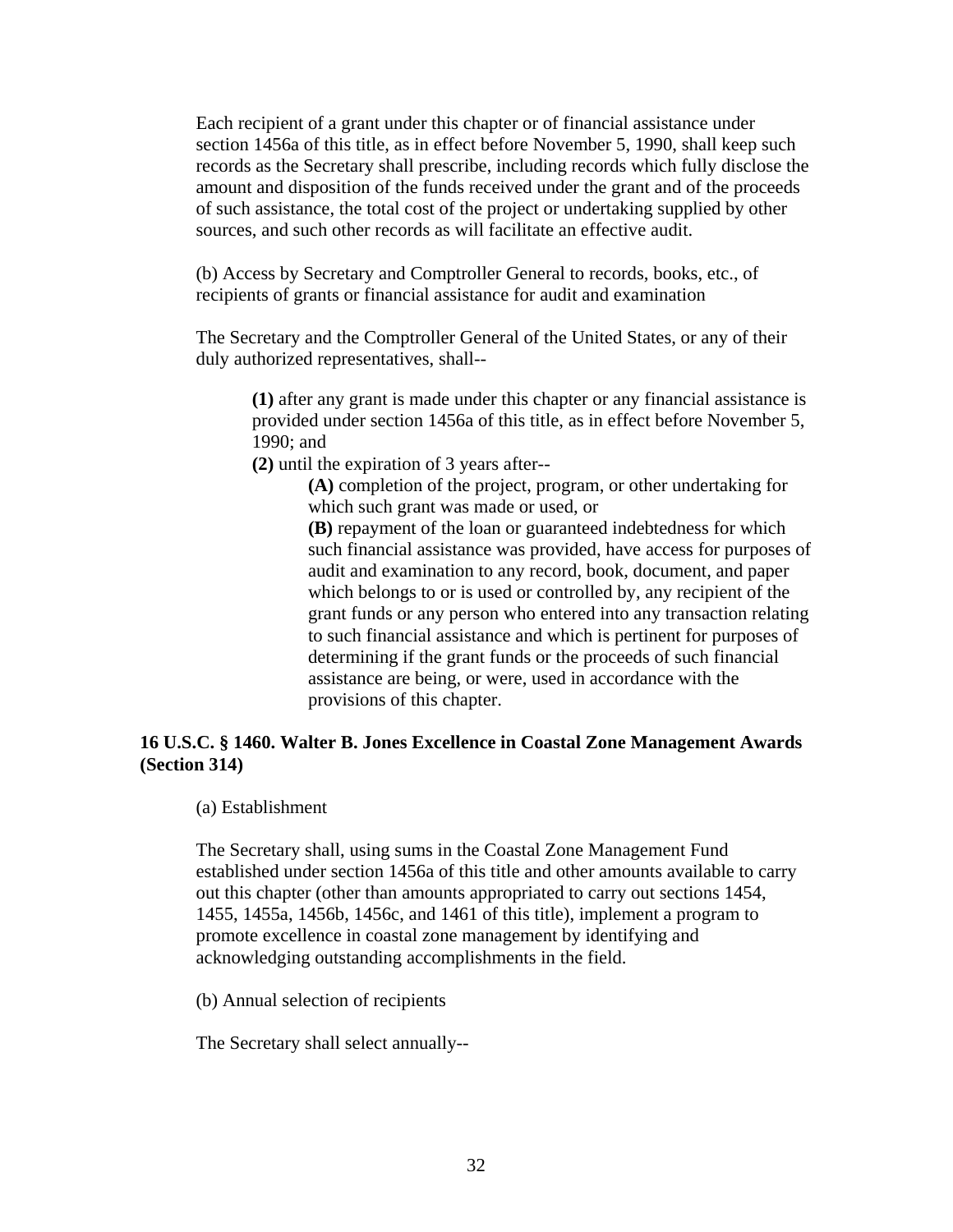Each recipient of a grant under this chapter or of financial assistance under section 1456a of this title, as in effect before November 5, 1990, shall keep such records as the Secretary shall prescribe, including records which fully disclose the amount and disposition of the funds received under the grant and of the proceeds of such assistance, the total cost of the project or undertaking supplied by other sources, and such other records as will facilitate an effective audit.

(b) Access by Secretary and Comptroller General to records, books, etc., of recipients of grants or financial assistance for audit and examination

The Secretary and the Comptroller General of the United States, or any of their duly authorized representatives, shall--

> **(1)** after any grant is made under this chapter or any financial assistance is provided under section 1456a of this title, as in effect before November 5, 1990; and
>
> **(2)** until the expiration of 3 years after--
>
> > **(A)** completion of the project, program, or other undertaking for which such grant was made or used, or
> >
> > **(B)** repayment of the loan or guaranteed indebtedness for which such financial assistance was provided, have access for purposes of audit and examination to any record, book, document, and paper which belongs to or is used or controlled by, any recipient of the grant funds or any person who entered into any transaction relating to such financial assistance and which is pertinent for purposes of determining if the grant funds or the proceeds of such financial assistance are being, or were, used in accordance with the provisions of this chapter.

### 16 U.S.C. § 1460. Walter B. Jones Excellence in Coastal Zone Management Awards (Section 314)

(a) Establishment

The Secretary shall, using sums in the Coastal Zone Management Fund established under section 1456a of this title and other amounts available to carry out this chapter (other than amounts appropriated to carry out sections 1454, 1455, 1455a, 1456b, 1456c, and 1461 of this title), implement a program to promote excellence in coastal zone management by identifying and acknowledging outstanding accomplishments in the field.

(b) Annual selection of recipients

The Secretary shall select annually--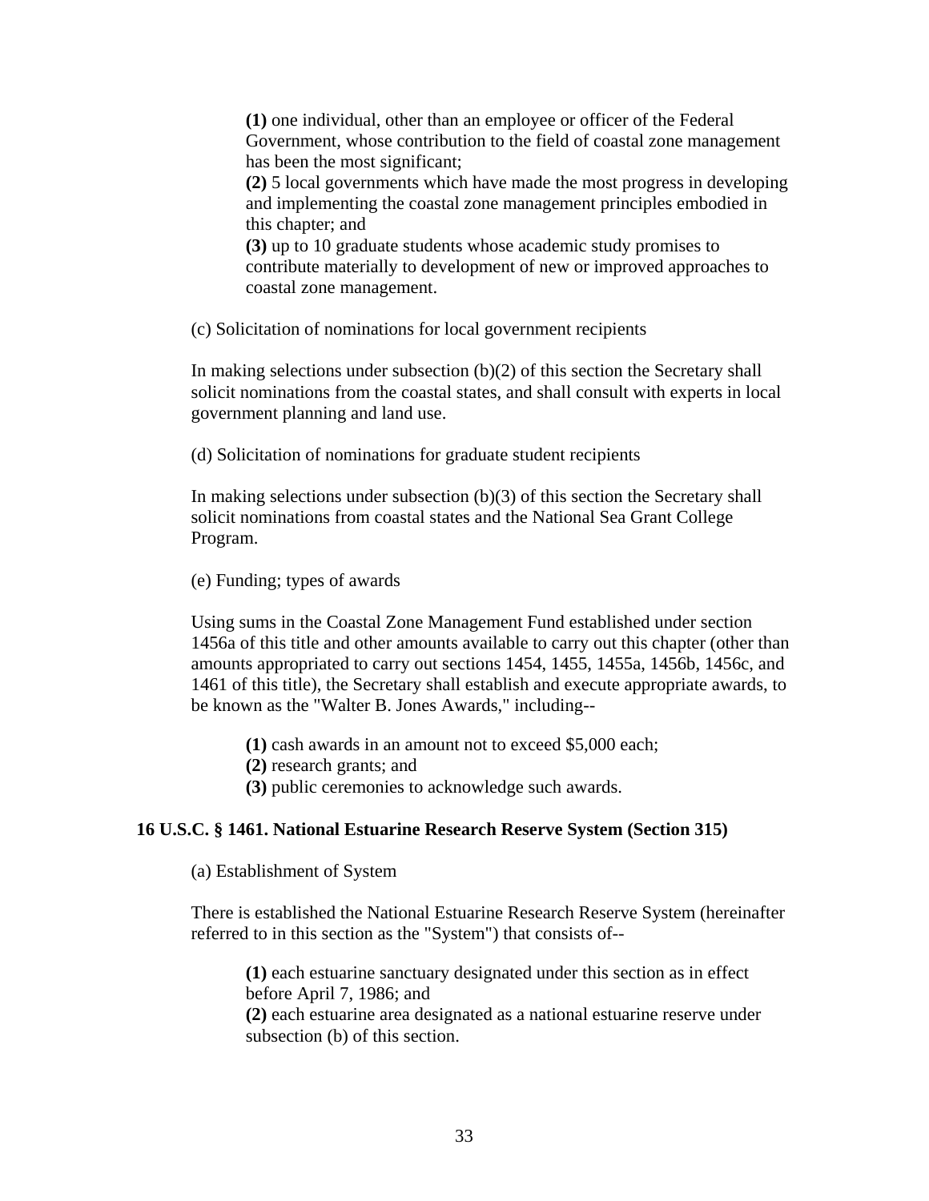**(1)** one individual, other than an employee or officer of the Federal Government, whose contribution to the field of coastal zone management has been the most significant;
**(2)** 5 local governments which have made the most progress in developing and implementing the coastal zone management principles embodied in this chapter; and
**(3)** up to 10 graduate students whose academic study promises to contribute materially to development of new or improved approaches to coastal zone management.

(c) Solicitation of nominations for local government recipients

In making selections under subsection (b)(2) of this section the Secretary shall solicit nominations from the coastal states, and shall consult with experts in local government planning and land use.

(d) Solicitation of nominations for graduate student recipients

In making selections under subsection (b)(3) of this section the Secretary shall solicit nominations from coastal states and the National Sea Grant College Program.

(e) Funding; types of awards

Using sums in the Coastal Zone Management Fund established under section 1456a of this title and other amounts available to carry out this chapter (other than amounts appropriated to carry out sections 1454, 1455, 1455a, 1456b, 1456c, and 1461 of this title), the Secretary shall establish and execute appropriate awards, to be known as the "Walter B. Jones Awards," including--

**(1)** cash awards in an amount not to exceed $5,000 each;
**(2)** research grants; and
**(3)** public ceremonies to acknowledge such awards.

**16 U.S.C. § 1461. National Estuarine Research Reserve System (Section 315)**

(a) Establishment of System

There is established the National Estuarine Research Reserve System (hereinafter referred to in this section as the "System") that consists of--

**(1)** each estuarine sanctuary designated under this section as in effect before April 7, 1986; and
**(2)** each estuarine area designated as a national estuarine reserve under subsection (b) of this section.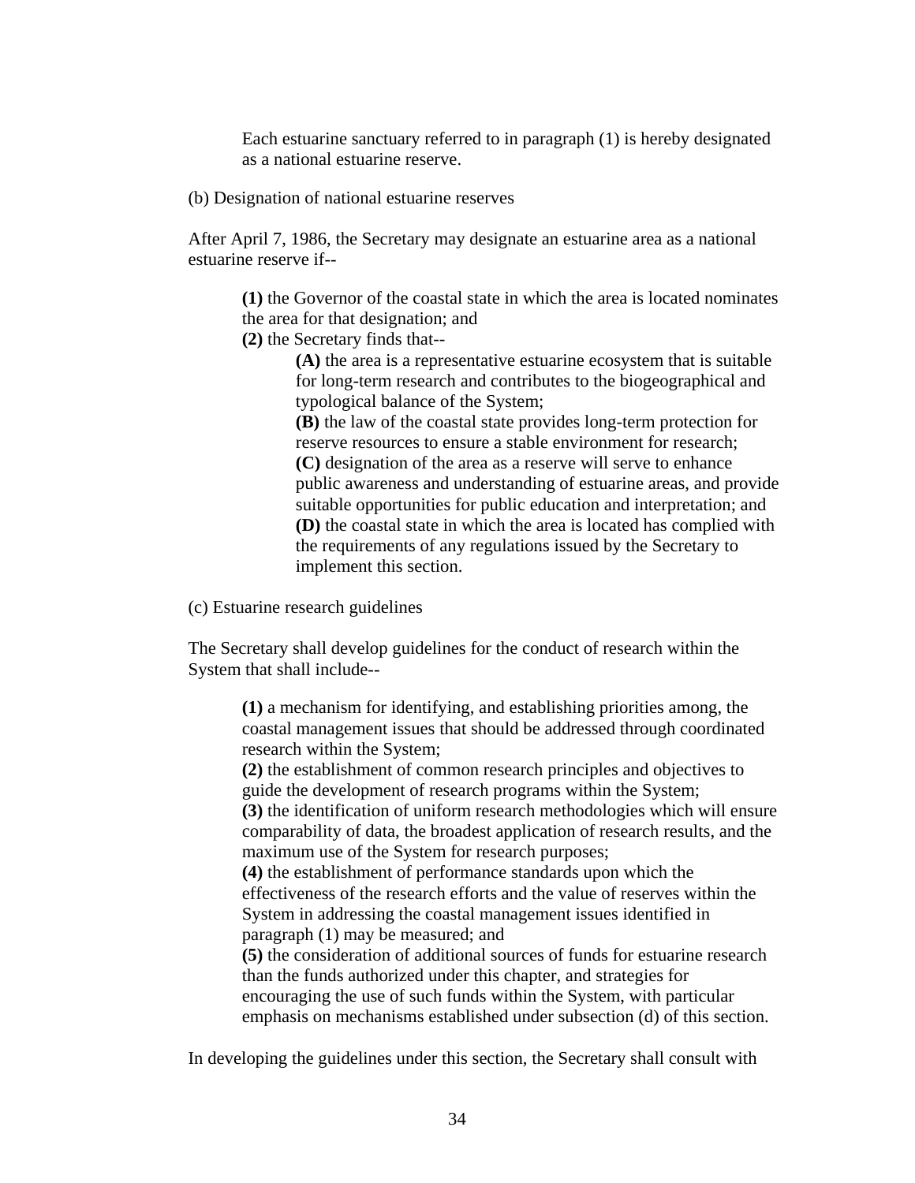Each estuarine sanctuary referred to in paragraph (1) is hereby designated as a national estuarine reserve.

(b) Designation of national estuarine reserves

After April 7, 1986, the Secretary may designate an estuarine area as a national estuarine reserve if--

**(1)** the Governor of the coastal state in which the area is located nominates the area for that designation; and

**(2)** the Secretary finds that--

**(A)** the area is a representative estuarine ecosystem that is suitable for long-term research and contributes to the biogeographical and typological balance of the System;

**(B)** the law of the coastal state provides long-term protection for reserve resources to ensure a stable environment for research;

**(C)** designation of the area as a reserve will serve to enhance public awareness and understanding of estuarine areas, and provide suitable opportunities for public education and interpretation; and

**(D)** the coastal state in which the area is located has complied with the requirements of any regulations issued by the Secretary to implement this section.

(c) Estuarine research guidelines

The Secretary shall develop guidelines for the conduct of research within the System that shall include--

**(1)** a mechanism for identifying, and establishing priorities among, the coastal management issues that should be addressed through coordinated research within the System;

**(2)** the establishment of common research principles and objectives to guide the development of research programs within the System;

**(3)** the identification of uniform research methodologies which will ensure comparability of data, the broadest application of research results, and the maximum use of the System for research purposes;

**(4)** the establishment of performance standards upon which the effectiveness of the research efforts and the value of reserves within the System in addressing the coastal management issues identified in paragraph (1) may be measured; and

**(5)** the consideration of additional sources of funds for estuarine research than the funds authorized under this chapter, and strategies for encouraging the use of such funds within the System, with particular emphasis on mechanisms established under subsection (d) of this section.

In developing the guidelines under this section, the Secretary shall consult with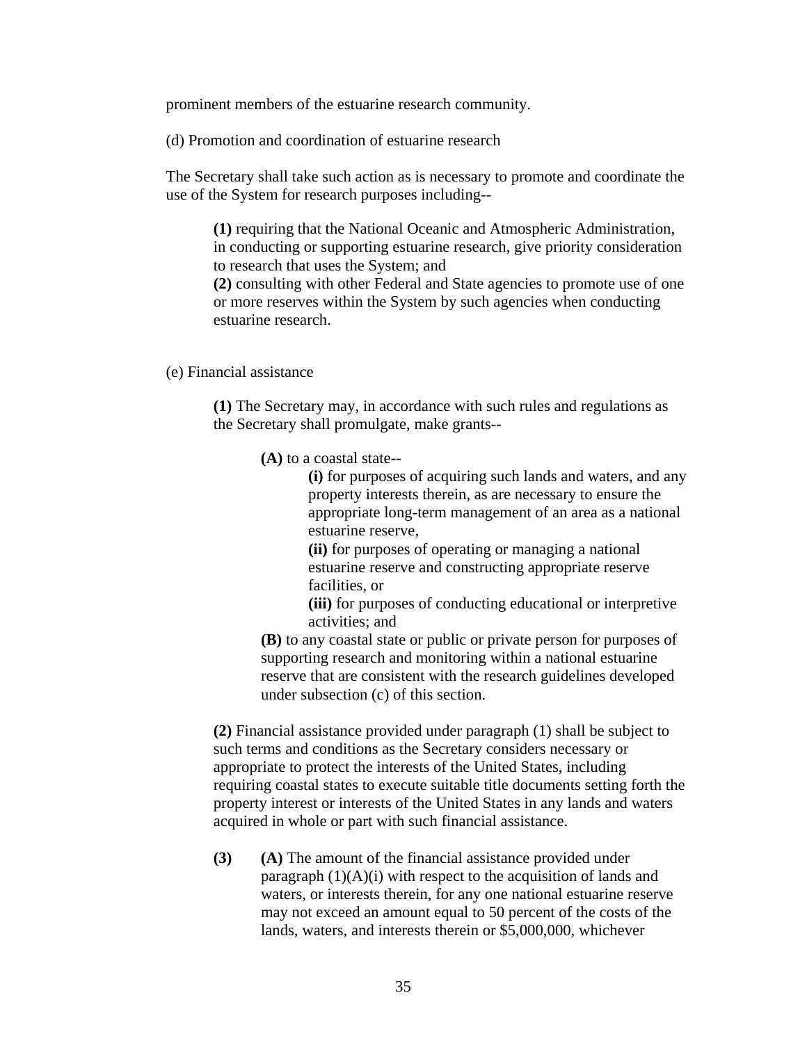prominent members of the estuarine research community.

(d) Promotion and coordination of estuarine research

The Secretary shall take such action as is necessary to promote and coordinate the use of the System for research purposes including--

> **(1)** requiring that the National Oceanic and Atmospheric Administration, in conducting or supporting estuarine research, give priority consideration to research that uses the System; and
> **(2)** consulting with other Federal and State agencies to promote use of one or more reserves within the System by such agencies when conducting estuarine research.

(e) Financial assistance

> **(1)** The Secretary may, in accordance with such rules and regulations as the Secretary shall promulgate, make grants--
>
> > **(A)** to a coastal state--
> >
> > > **(i)** for purposes of acquiring such lands and waters, and any property interests therein, as are necessary to ensure the appropriate long-term management of an area as a national estuarine reserve,
> > > **(ii)** for purposes of operating or managing a national estuarine reserve and constructing appropriate reserve facilities, or
> > > **(iii)** for purposes of conducting educational or interpretive activities; and
> >
> > **(B)** to any coastal state or public or private person for purposes of supporting research and monitoring within a national estuarine reserve that are consistent with the research guidelines developed under subsection (c) of this section.
>
> **(2)** Financial assistance provided under paragraph (1) shall be subject to such terms and conditions as the Secretary considers necessary or appropriate to protect the interests of the United States, including requiring coastal states to execute suitable title documents setting forth the property interest or interests of the United States in any lands and waters acquired in whole or part with such financial assistance.
>
> **(3)** **(A)** The amount of the financial assistance provided under paragraph (1)(A)(i) with respect to the acquisition of lands and waters, or interests therein, for any one national estuarine reserve may not exceed an amount equal to 50 percent of the costs of the lands, waters, and interests therein or $5,000,000, whichever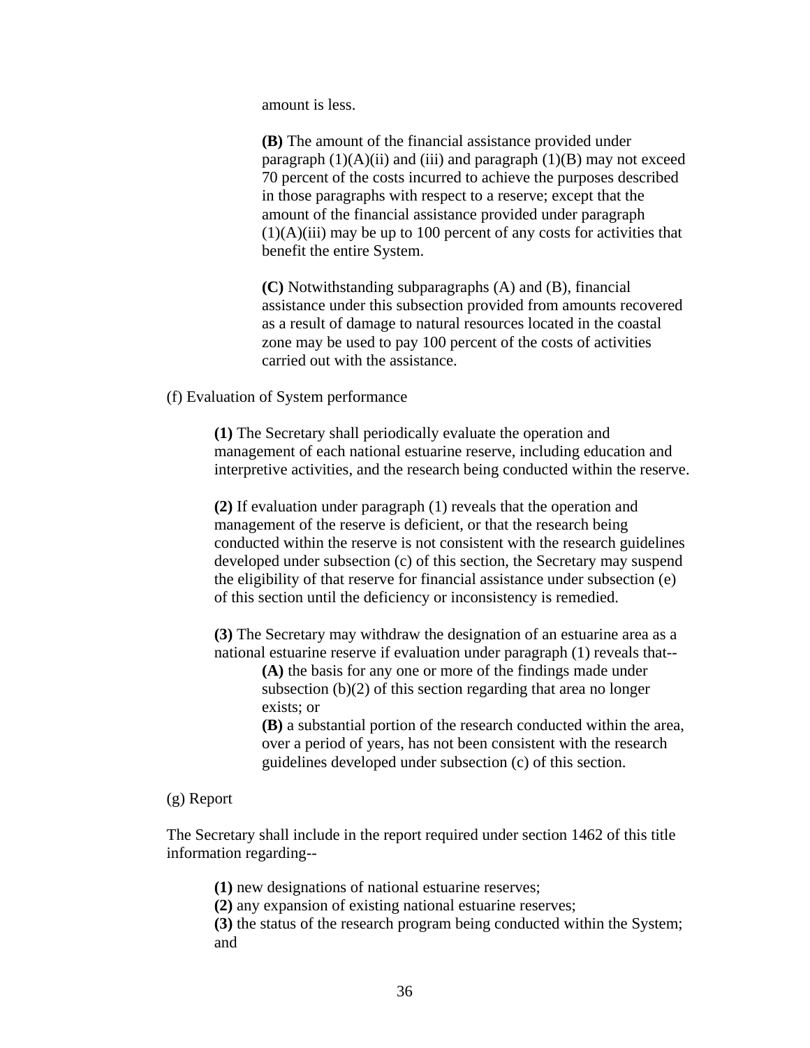amount is less.

**(B)** The amount of the financial assistance provided under paragraph (1)(A)(ii) and (iii) and paragraph (1)(B) may not exceed 70 percent of the costs incurred to achieve the purposes described in those paragraphs with respect to a reserve; except that the amount of the financial assistance provided under paragraph (1)(A)(iii) may be up to 100 percent of any costs for activities that benefit the entire System.

**(C)** Notwithstanding subparagraphs (A) and (B), financial assistance under this subsection provided from amounts recovered as a result of damage to natural resources located in the coastal zone may be used to pay 100 percent of the costs of activities carried out with the assistance.

(f) Evaluation of System performance

**(1)** The Secretary shall periodically evaluate the operation and management of each national estuarine reserve, including education and interpretive activities, and the research being conducted within the reserve.

**(2)** If evaluation under paragraph (1) reveals that the operation and management of the reserve is deficient, or that the research being conducted within the reserve is not consistent with the research guidelines developed under subsection (c) of this section, the Secretary may suspend the eligibility of that reserve for financial assistance under subsection (e) of this section until the deficiency or inconsistency is remedied.

**(3)** The Secretary may withdraw the designation of an estuarine area as a national estuarine reserve if evaluation under paragraph (1) reveals that--

**(A)** the basis for any one or more of the findings made under subsection (b)(2) of this section regarding that area no longer exists; or

**(B)** a substantial portion of the research conducted within the area, over a period of years, has not been consistent with the research guidelines developed under subsection (c) of this section.

(g) Report

The Secretary shall include in the report required under section 1462 of this title information regarding--

**(1)** new designations of national estuarine reserves;
**(2)** any expansion of existing national estuarine reserves;
**(3)** the status of the research program being conducted within the System; and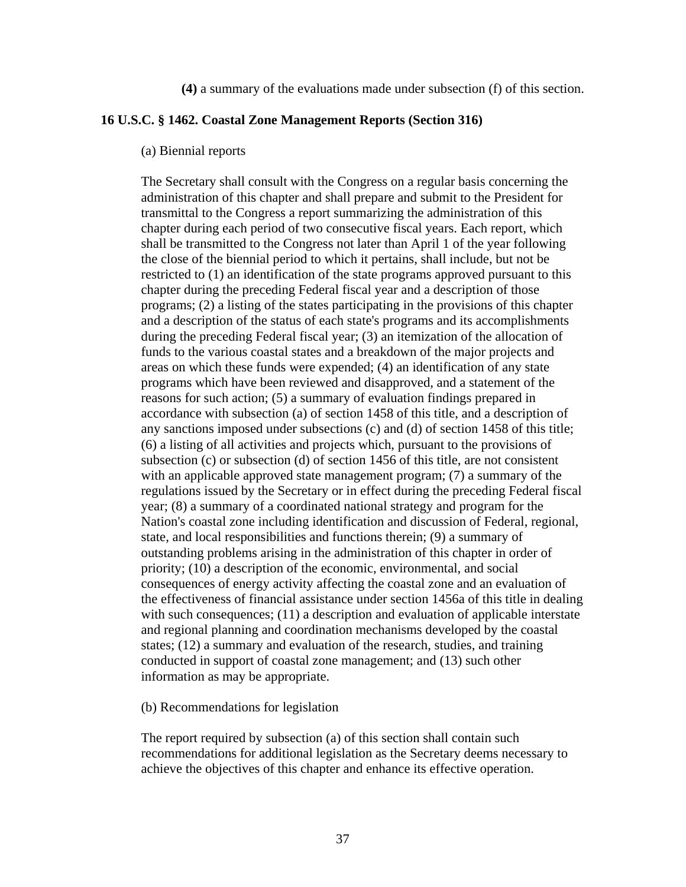**(4)** a summary of the evaluations made under subsection (f) of this section.

### 16 U.S.C. § 1462. Coastal Zone Management Reports (Section 316)

(a) Biennial reports

The Secretary shall consult with the Congress on a regular basis concerning the administration of this chapter and shall prepare and submit to the President for transmittal to the Congress a report summarizing the administration of this chapter during each period of two consecutive fiscal years. Each report, which shall be transmitted to the Congress not later than April 1 of the year following the close of the biennial period to which it pertains, shall include, but not be restricted to (1) an identification of the state programs approved pursuant to this chapter during the preceding Federal fiscal year and a description of those programs; (2) a listing of the states participating in the provisions of this chapter and a description of the status of each state's programs and its accomplishments during the preceding Federal fiscal year; (3) an itemization of the allocation of funds to the various coastal states and a breakdown of the major projects and areas on which these funds were expended; (4) an identification of any state programs which have been reviewed and disapproved, and a statement of the reasons for such action; (5) a summary of evaluation findings prepared in accordance with subsection (a) of section 1458 of this title, and a description of any sanctions imposed under subsections (c) and (d) of section 1458 of this title; (6) a listing of all activities and projects which, pursuant to the provisions of subsection (c) or subsection (d) of section 1456 of this title, are not consistent with an applicable approved state management program; (7) a summary of the regulations issued by the Secretary or in effect during the preceding Federal fiscal year; (8) a summary of a coordinated national strategy and program for the Nation's coastal zone including identification and discussion of Federal, regional, state, and local responsibilities and functions therein; (9) a summary of outstanding problems arising in the administration of this chapter in order of priority; (10) a description of the economic, environmental, and social consequences of energy activity affecting the coastal zone and an evaluation of the effectiveness of financial assistance under section 1456a of this title in dealing with such consequences; (11) a description and evaluation of applicable interstate and regional planning and coordination mechanisms developed by the coastal states; (12) a summary and evaluation of the research, studies, and training conducted in support of coastal zone management; and (13) such other information as may be appropriate.

(b) Recommendations for legislation

The report required by subsection (a) of this section shall contain such recommendations for additional legislation as the Secretary deems necessary to achieve the objectives of this chapter and enhance its effective operation.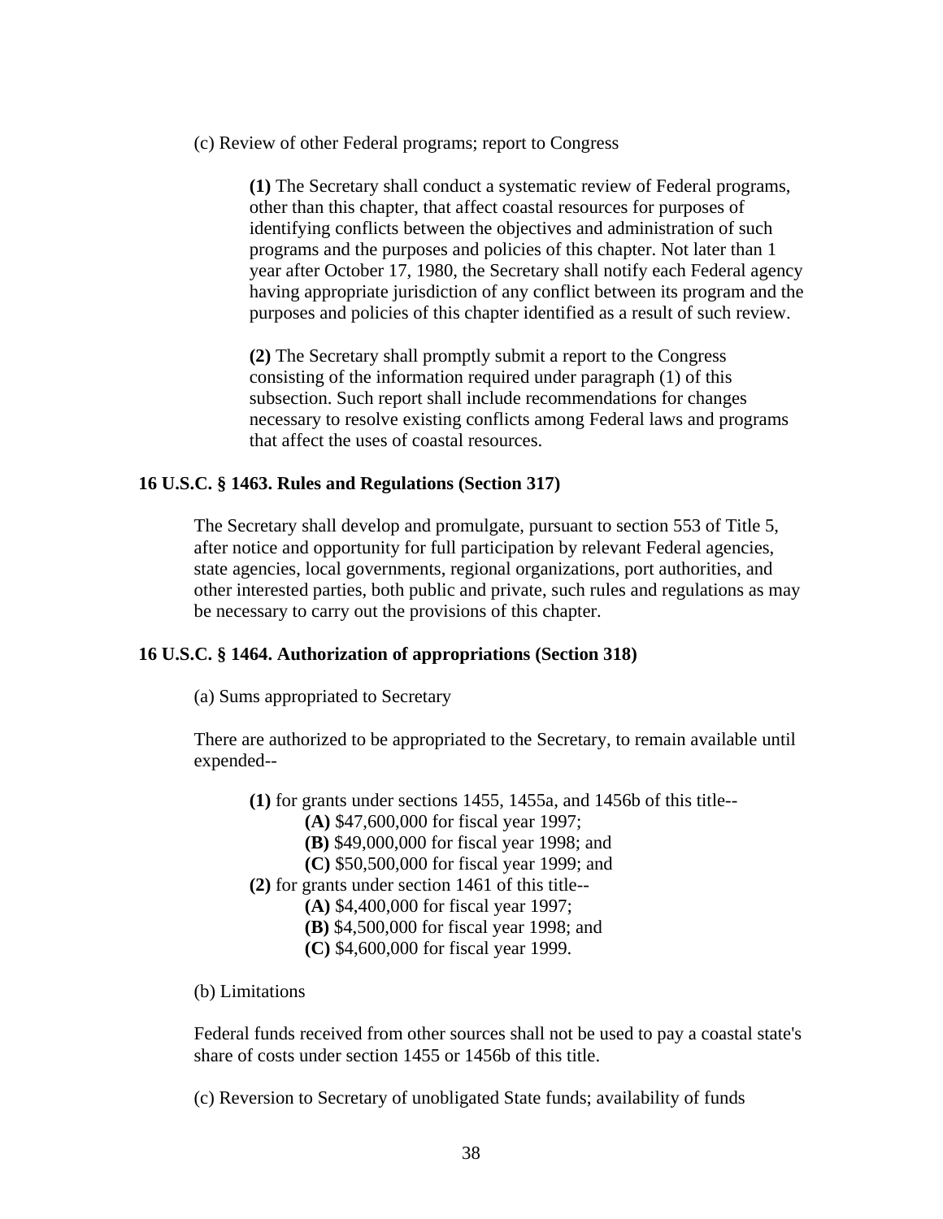(c) Review of other Federal programs; report to Congress

**(1)** The Secretary shall conduct a systematic review of Federal programs, other than this chapter, that affect coastal resources for purposes of identifying conflicts between the objectives and administration of such programs and the purposes and policies of this chapter. Not later than 1 year after October 17, 1980, the Secretary shall notify each Federal agency having appropriate jurisdiction of any conflict between its program and the purposes and policies of this chapter identified as a result of such review.

**(2)** The Secretary shall promptly submit a report to the Congress consisting of the information required under paragraph (1) of this subsection. Such report shall include recommendations for changes necessary to resolve existing conflicts among Federal laws and programs that affect the uses of coastal resources.

### 16 U.S.C. § 1463. Rules and Regulations (Section 317)

The Secretary shall develop and promulgate, pursuant to section 553 of Title 5, after notice and opportunity for full participation by relevant Federal agencies, state agencies, local governments, regional organizations, port authorities, and other interested parties, both public and private, such rules and regulations as may be necessary to carry out the provisions of this chapter.

### 16 U.S.C. § 1464. Authorization of appropriations (Section 318)

(a) Sums appropriated to Secretary

There are authorized to be appropriated to the Secretary, to remain available until expended--

- **(1)** for grants under sections 1455, 1455a, and 1456b of this title--
  - **(A)** $47,600,000 for fiscal year 1997;
  - **(B)** $49,000,000 for fiscal year 1998; and
  - **(C)** $50,500,000 for fiscal year 1999; and
- **(2)** for grants under section 1461 of this title--
  - **(A)** $4,400,000 for fiscal year 1997;
  - **(B)** $4,500,000 for fiscal year 1998; and
  - **(C)** $4,600,000 for fiscal year 1999.

(b) Limitations

Federal funds received from other sources shall not be used to pay a coastal state's share of costs under section 1455 or 1456b of this title.

(c) Reversion to Secretary of unobligated State funds; availability of funds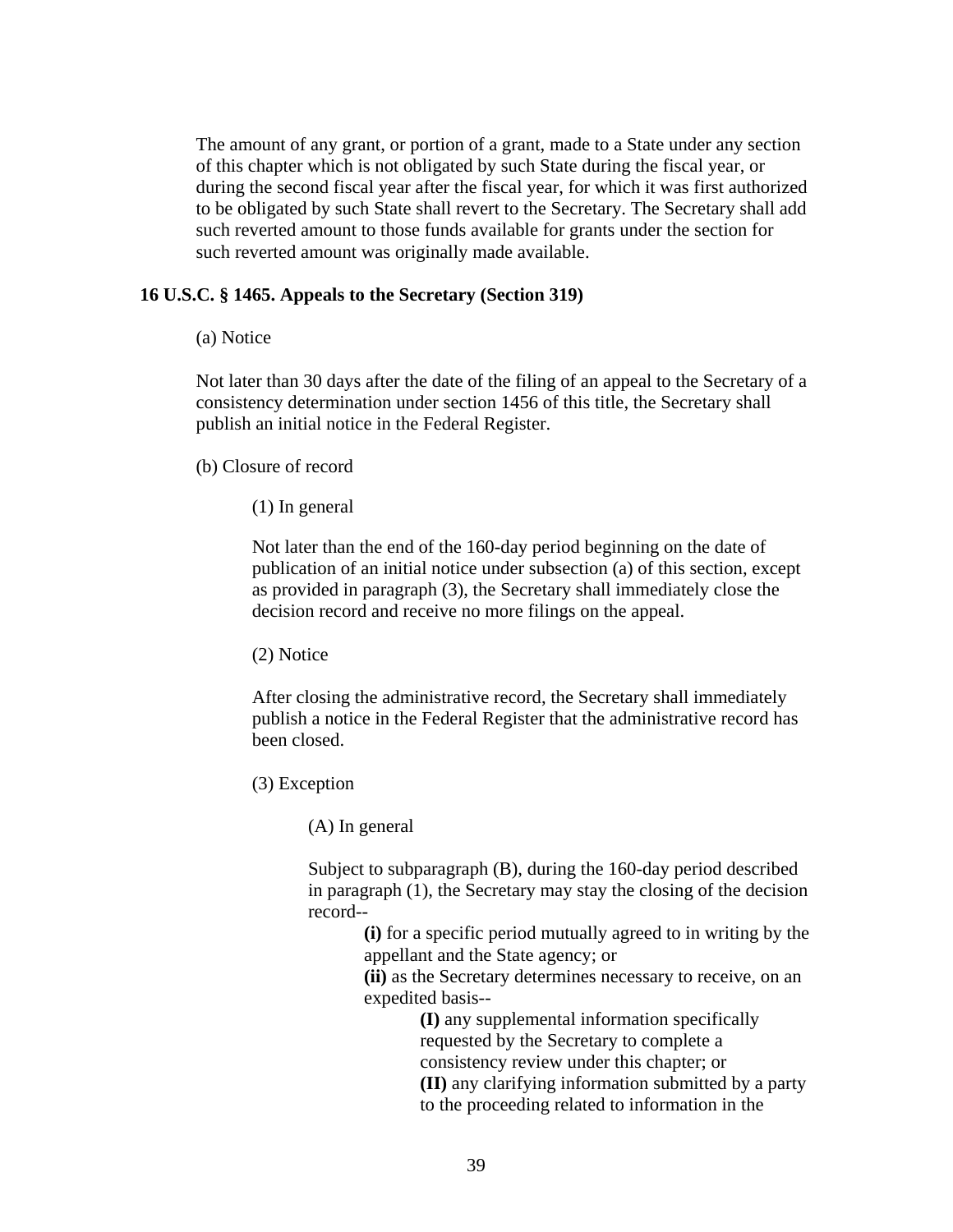The amount of any grant, or portion of a grant, made to a State under any section of this chapter which is not obligated by such State during the fiscal year, or during the second fiscal year after the fiscal year, for which it was first authorized to be obligated by such State shall revert to the Secretary. The Secretary shall add such reverted amount to those funds available for grants under the section for such reverted amount was originally made available.

### 16 U.S.C. § 1465. Appeals to the Secretary (Section 319)

(a) Notice

Not later than 30 days after the date of the filing of an appeal to the Secretary of a consistency determination under section 1456 of this title, the Secretary shall publish an initial notice in the Federal Register.

(b) Closure of record

(1) In general

Not later than the end of the 160-day period beginning on the date of publication of an initial notice under subsection (a) of this section, except as provided in paragraph (3), the Secretary shall immediately close the decision record and receive no more filings on the appeal.

(2) Notice

After closing the administrative record, the Secretary shall immediately publish a notice in the Federal Register that the administrative record has been closed.

(3) Exception

(A) In general

Subject to subparagraph (B), during the 160-day period described in paragraph (1), the Secretary may stay the closing of the decision record--

**(i)** for a specific period mutually agreed to in writing by the appellant and the State agency; or

**(ii)** as the Secretary determines necessary to receive, on an expedited basis--

**(I)** any supplemental information specifically requested by the Secretary to complete a consistency review under this chapter; or

**(II)** any clarifying information submitted by a party to the proceeding related to information in the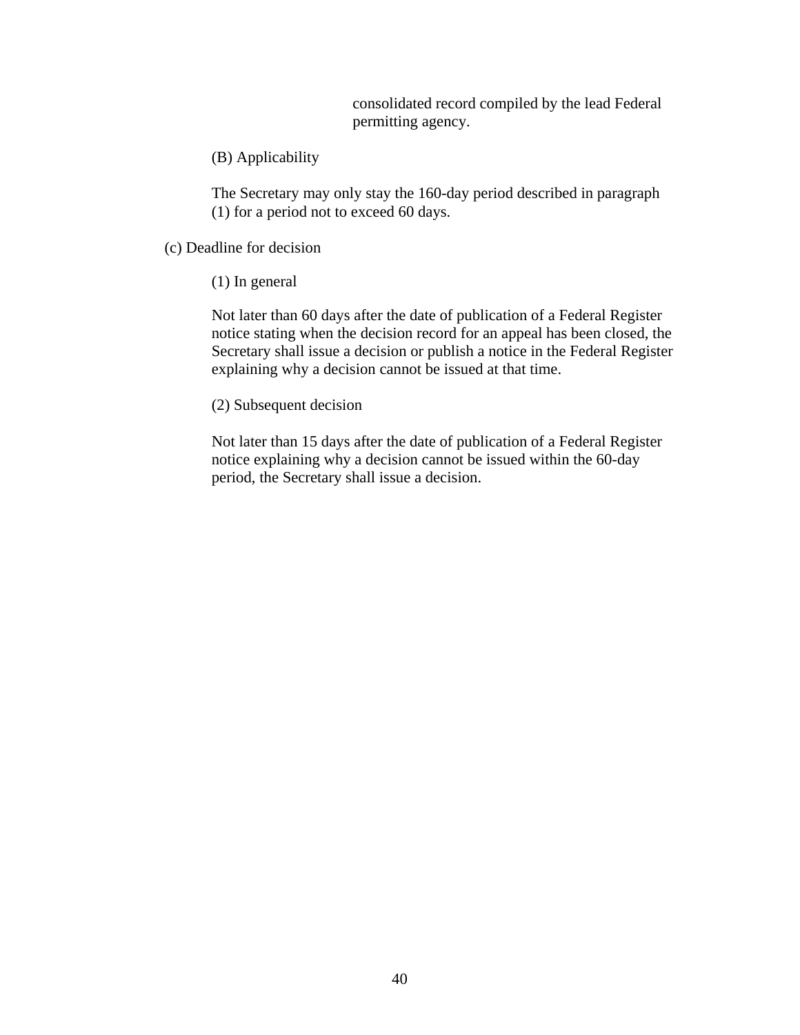consolidated record compiled by the lead Federal permitting agency.

(B) Applicability

The Secretary may only stay the 160-day period described in paragraph (1) for a period not to exceed 60 days.

(c) Deadline for decision

(1) In general

Not later than 60 days after the date of publication of a Federal Register notice stating when the decision record for an appeal has been closed, the Secretary shall issue a decision or publish a notice in the Federal Register explaining why a decision cannot be issued at that time.

(2) Subsequent decision

Not later than 15 days after the date of publication of a Federal Register notice explaining why a decision cannot be issued within the 60-day period, the Secretary shall issue a decision.